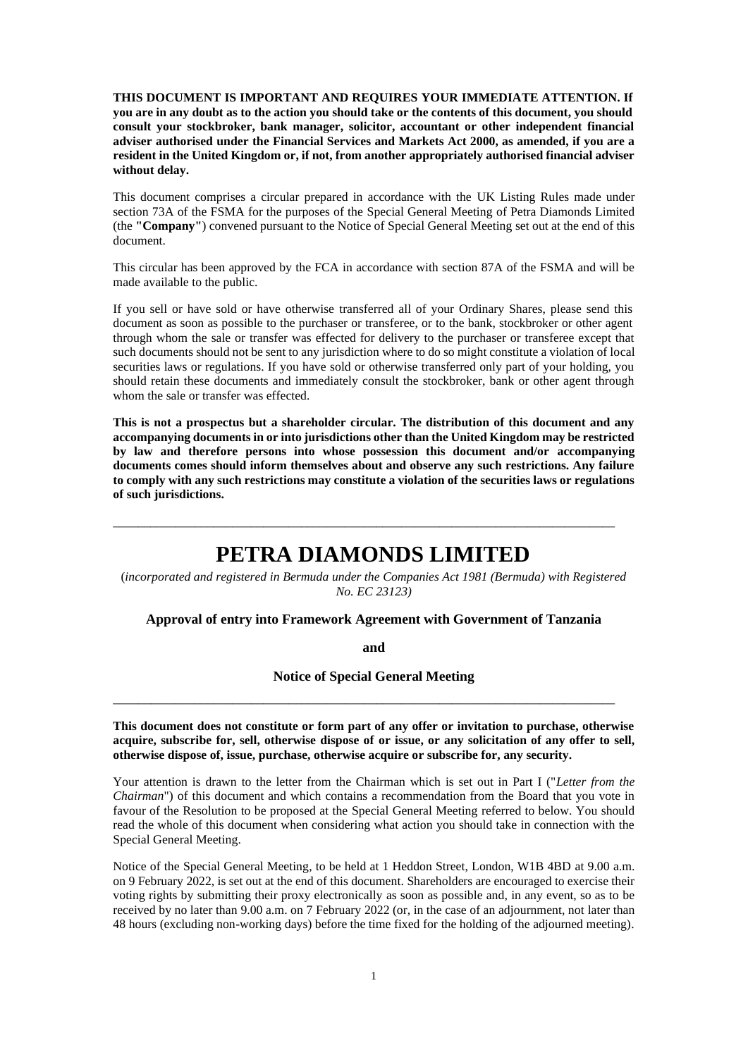**THIS DOCUMENT IS IMPORTANT AND REQUIRES YOUR IMMEDIATE ATTENTION. If you are in any doubt as to the action you should take or the contents of this document, you should consult your stockbroker, bank manager, solicitor, accountant or other independent financial adviser authorised under the Financial Services and Markets Act 2000, as amended, if you are a resident in the United Kingdom or, if not, from another appropriately authorised financial adviser without delay.**

This document comprises a circular prepared in accordance with the UK Listing Rules made under section 73A of the FSMA for the purposes of the Special General Meeting of Petra Diamonds Limited (the **"Company"**) convened pursuant to the Notice of Special General Meeting set out at the end of this document.

This circular has been approved by the FCA in accordance with section 87A of the FSMA and will be made available to the public.

If you sell or have sold or have otherwise transferred all of your Ordinary Shares, please send this document as soon as possible to the purchaser or transferee, or to the bank, stockbroker or other agent through whom the sale or transfer was effected for delivery to the purchaser or transferee except that such documents should not be sent to any jurisdiction where to do so might constitute a violation of local securities laws or regulations. If you have sold or otherwise transferred only part of your holding, you should retain these documents and immediately consult the stockbroker, bank or other agent through whom the sale or transfer was effected.

**This is not a prospectus but a shareholder circular. The distribution of this document and any accompanying documents in or into jurisdictions other than the United Kingdom may be restricted by law and therefore persons into whose possession this document and/or accompanying documents comes should inform themselves about and observe any such restrictions. Any failure to comply with any such restrictions may constitute a violation of the securities laws or regulations of such jurisdictions.**

---

# PETRA DIAMONDS LIMITED

(*incorporated and registered in Bermuda under the Companies Act 1981 (Bermuda) with Registered No. EC 23123)*

### Approval of entry into Framework Agreement with Government of Tanzania

**and**

### Notice of Special General Meeting

---

**This document does not constitute or form part of any offer or invitation to purchase, otherwise acquire, subscribe for, sell, otherwise dispose of or issue, or any solicitation of any offer to sell, otherwise dispose of, issue, purchase, otherwise acquire or subscribe for, any security.**

Your attention is drawn to the letter from the Chairman which is set out in Part I ("*Letter from the Chairman*") of this document and which contains a recommendation from the Board that you vote in favour of the Resolution to be proposed at the Special General Meeting referred to below. You should read the whole of this document when considering what action you should take in connection with the Special General Meeting.

Notice of the Special General Meeting, to be held at 1 Heddon Street, London, W1B 4BD at 9.00 a.m. on 9 February 2022, is set out at the end of this document. Shareholders are encouraged to exercise their voting rights by submitting their proxy electronically as soon as possible and, in any event, so as to be received by no later than 9.00 a.m. on 7 February 2022 (or, in the case of an adjournment, not later than 48 hours (excluding non-working days) before the time fixed for the holding of the adjourned meeting).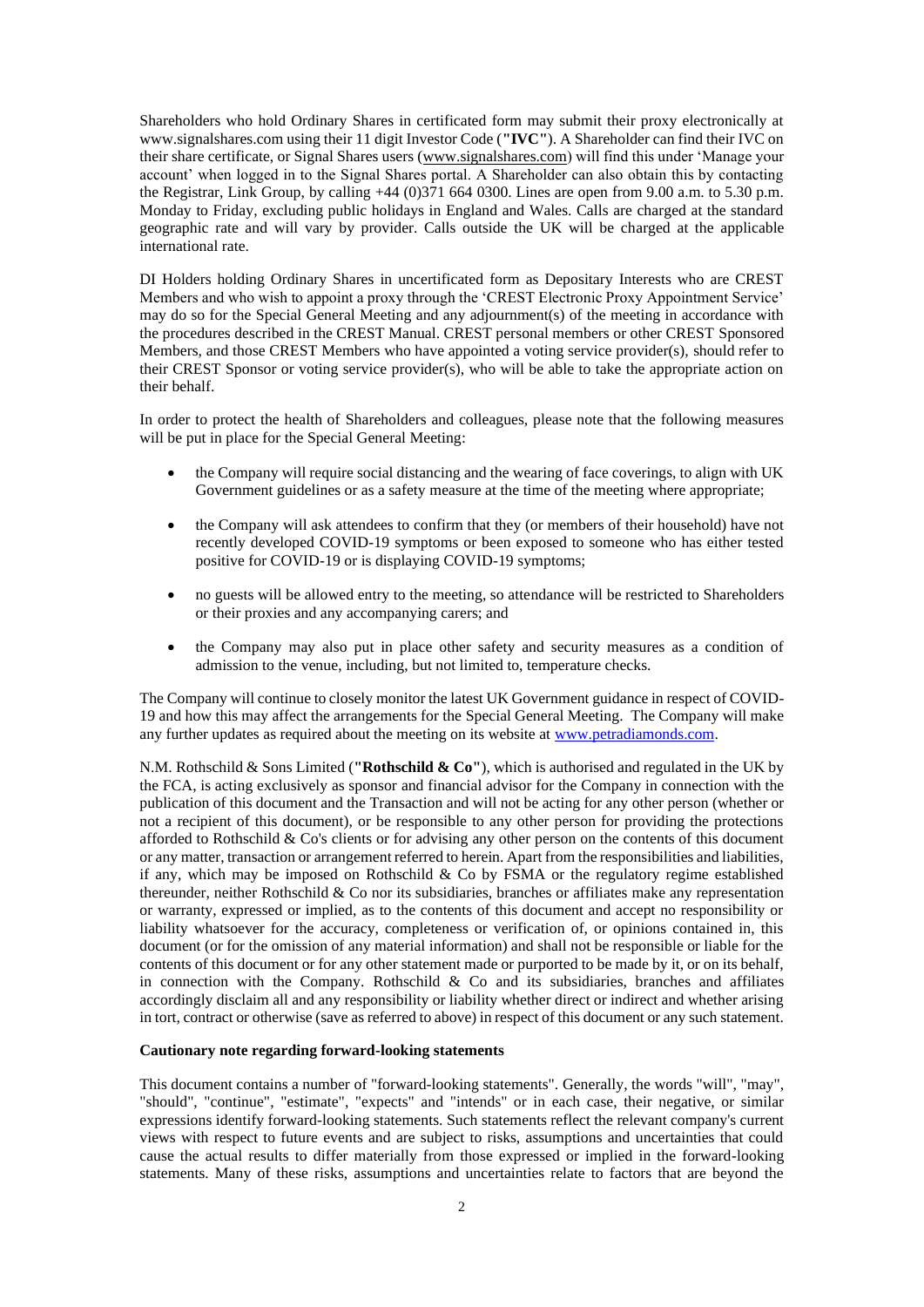Shareholders who hold Ordinary Shares in certificated form may submit their proxy electronically at www.signalshares.com using their 11 digit Investor Code (**"IVC"**). A Shareholder can find their IVC on their share certificate, or Signal Shares users (www.signalshares.com) will find this under 'Manage your account' when logged in to the Signal Shares portal. A Shareholder can also obtain this by contacting the Registrar, Link Group, by calling +44 (0)371 664 0300. Lines are open from 9.00 a.m. to 5.30 p.m. Monday to Friday, excluding public holidays in England and Wales. Calls are charged at the standard geographic rate and will vary by provider. Calls outside the UK will be charged at the applicable international rate.

DI Holders holding Ordinary Shares in uncertificated form as Depositary Interests who are CREST Members and who wish to appoint a proxy through the 'CREST Electronic Proxy Appointment Service' may do so for the Special General Meeting and any adjournment(s) of the meeting in accordance with the procedures described in the CREST Manual. CREST personal members or other CREST Sponsored Members, and those CREST Members who have appointed a voting service provider(s), should refer to their CREST Sponsor or voting service provider(s), who will be able to take the appropriate action on their behalf.

In order to protect the health of Shareholders and colleagues, please note that the following measures will be put in place for the Special General Meeting:

- the Company will require social distancing and the wearing of face coverings, to align with UK Government guidelines or as a safety measure at the time of the meeting where appropriate;
- the Company will ask attendees to confirm that they (or members of their household) have not recently developed COVID-19 symptoms or been exposed to someone who has either tested positive for COVID-19 or is displaying COVID-19 symptoms;
- no guests will be allowed entry to the meeting, so attendance will be restricted to Shareholders or their proxies and any accompanying carers; and
- the Company may also put in place other safety and security measures as a condition of admission to the venue, including, but not limited to, temperature checks.

The Company will continue to closely monitor the latest UK Government guidance in respect of COVID-19 and how this may affect the arrangements for the Special General Meeting. The Company will make any further updates as required about the meeting on its website at www.petradiamonds.com.

N.M. Rothschild & Sons Limited (**"Rothschild & Co"**), which is authorised and regulated in the UK by the FCA, is acting exclusively as sponsor and financial advisor for the Company in connection with the publication of this document and the Transaction and will not be acting for any other person (whether or not a recipient of this document), or be responsible to any other person for providing the protections afforded to Rothschild & Co's clients or for advising any other person on the contents of this document or any matter, transaction or arrangement referred to herein. Apart from the responsibilities and liabilities, if any, which may be imposed on Rothschild & Co by FSMA or the regulatory regime established thereunder, neither Rothschild & Co nor its subsidiaries, branches or affiliates make any representation or warranty, expressed or implied, as to the contents of this document and accept no responsibility or liability whatsoever for the accuracy, completeness or verification of, or opinions contained in, this document (or for the omission of any material information) and shall not be responsible or liable for the contents of this document or for any other statement made or purported to be made by it, or on its behalf, in connection with the Company. Rothschild & Co and its subsidiaries, branches and affiliates accordingly disclaim all and any responsibility or liability whether direct or indirect and whether arising in tort, contract or otherwise (save as referred to above) in respect of this document or any such statement.

**Cautionary note regarding forward-looking statements**

This document contains a number of "forward-looking statements". Generally, the words "will", "may", "should", "continue", "estimate", "expects" and "intends" or in each case, their negative, or similar expressions identify forward-looking statements. Such statements reflect the relevant company's current views with respect to future events and are subject to risks, assumptions and uncertainties that could cause the actual results to differ materially from those expressed or implied in the forward-looking statements. Many of these risks, assumptions and uncertainties relate to factors that are beyond the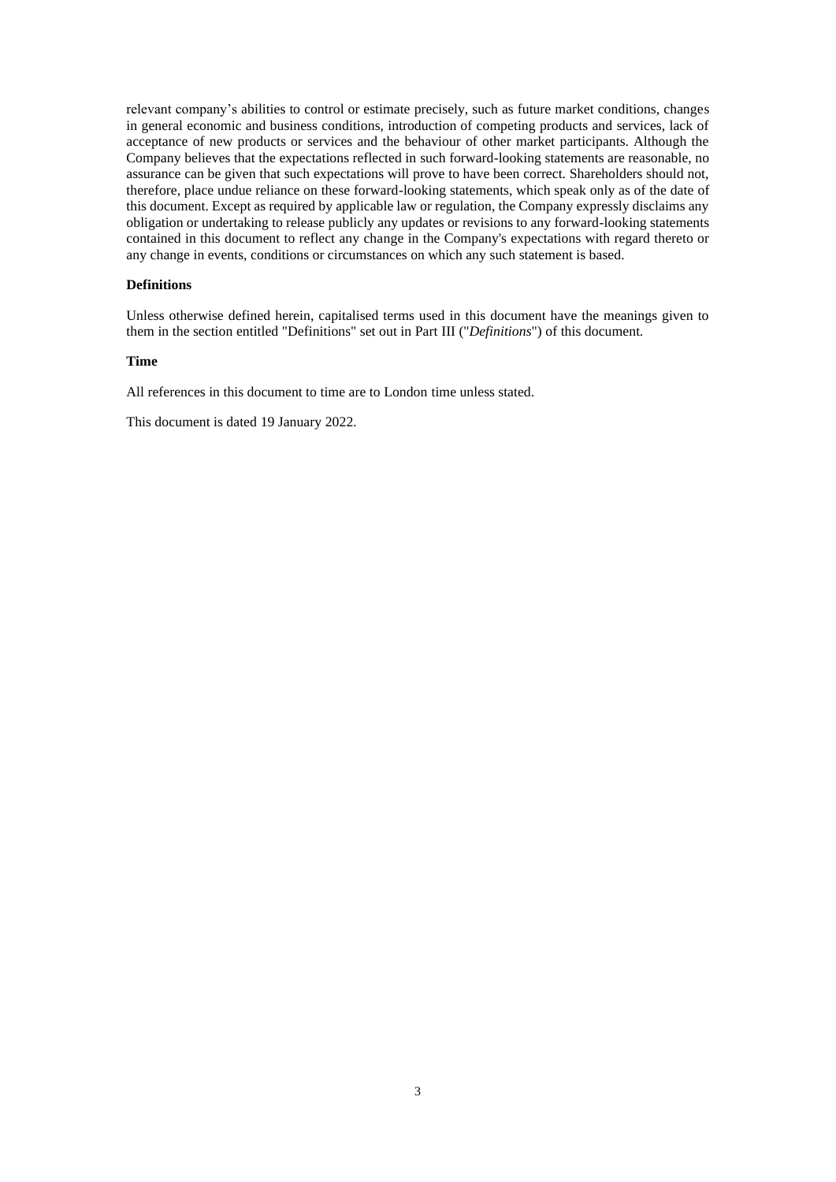relevant company's abilities to control or estimate precisely, such as future market conditions, changes in general economic and business conditions, introduction of competing products and services, lack of acceptance of new products or services and the behaviour of other market participants. Although the Company believes that the expectations reflected in such forward-looking statements are reasonable, no assurance can be given that such expectations will prove to have been correct. Shareholders should not, therefore, place undue reliance on these forward-looking statements, which speak only as of the date of this document. Except as required by applicable law or regulation, the Company expressly disclaims any obligation or undertaking to release publicly any updates or revisions to any forward-looking statements contained in this document to reflect any change in the Company's expectations with regard thereto or any change in events, conditions or circumstances on which any such statement is based.

**Definitions**

Unless otherwise defined herein, capitalised terms used in this document have the meanings given to them in the section entitled "Definitions" set out in Part III ("*Definitions*") of this document.

**Time**

All references in this document to time are to London time unless stated.

This document is dated 19 January 2022.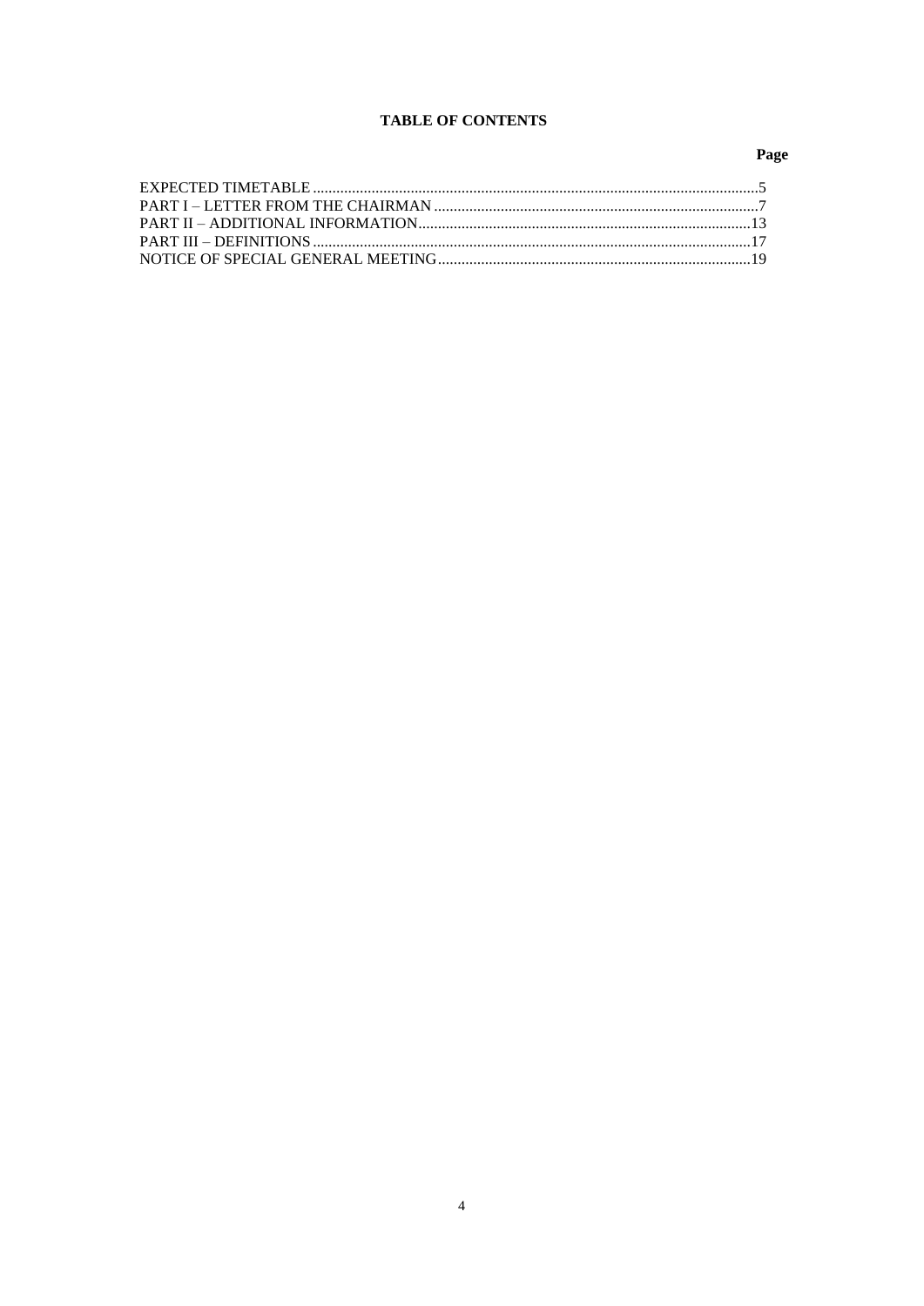**TABLE OF CONTENTS**

| | Page |
|---|---|
| EXPECTED TIMETABLE | 5 |
| PART I – LETTER FROM THE CHAIRMAN | 7 |
| PART II – ADDITIONAL INFORMATION | 13 |
| PART III – DEFINITIONS | 17 |
| NOTICE OF SPECIAL GENERAL MEETING | 19 |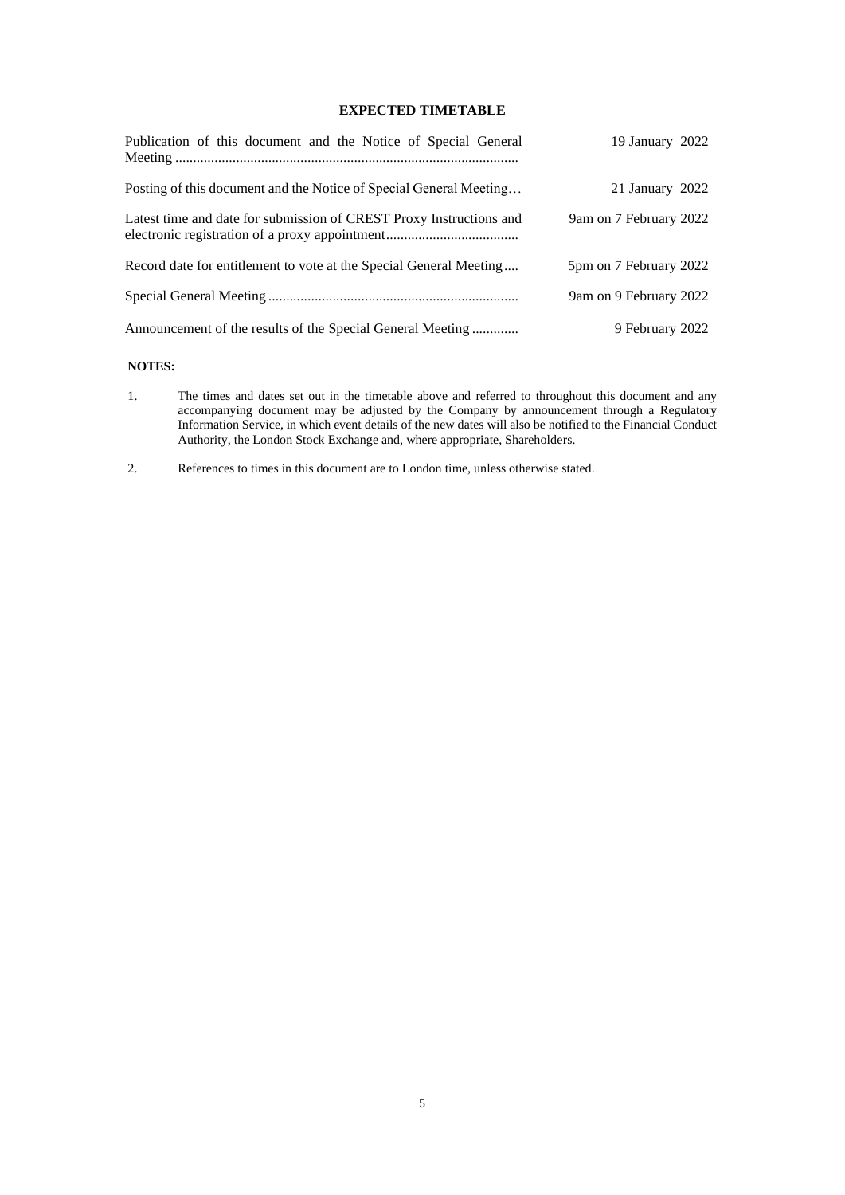## EXPECTED TIMETABLE

| | |
|---|---|
| Publication of this document and the Notice of Special General Meeting | 19 January 2022 |
| Posting of this document and the Notice of Special General Meeting | 21 January 2022 |
| Latest time and date for submission of CREST Proxy Instructions and electronic registration of a proxy appointment | 9am on 7 February 2022 |
| Record date for entitlement to vote at the Special General Meeting | 5pm on 7 February 2022 |
| Special General Meeting | 9am on 9 February 2022 |
| Announcement of the results of the Special General Meeting | 9 February 2022 |

**NOTES:**

1. The times and dates set out in the timetable above and referred to throughout this document and any accompanying document may be adjusted by the Company by announcement through a Regulatory Information Service, in which event details of the new dates will also be notified to the Financial Conduct Authority, the London Stock Exchange and, where appropriate, Shareholders.

2. References to times in this document are to London time, unless otherwise stated.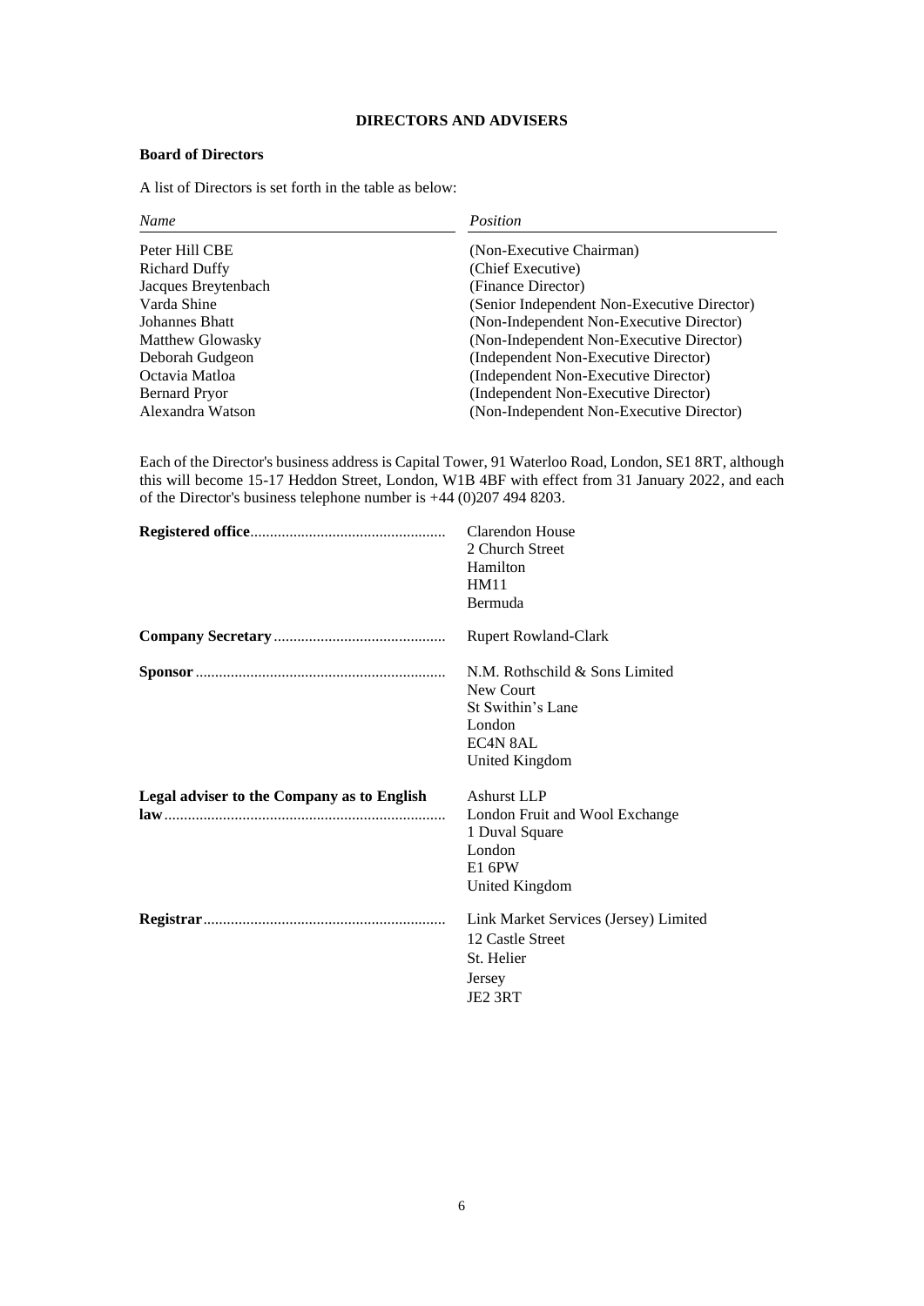## DIRECTORS AND ADVISERS

### Board of Directors

A list of Directors is set forth in the table as below:

| *Name* | *Position* |
|---|---|
| Peter Hill CBE | (Non-Executive Chairman) |
| Richard Duffy | (Chief Executive) |
| Jacques Breytenbach | (Finance Director) |
| Varda Shine | (Senior Independent Non-Executive Director) |
| Johannes Bhatt | (Non-Independent Non-Executive Director) |
| Matthew Glowasky | (Non-Independent Non-Executive Director) |
| Deborah Gudgeon | (Independent Non-Executive Director) |
| Octavia Matloa | (Independent Non-Executive Director) |
| Bernard Pryor | (Independent Non-Executive Director) |
| Alexandra Watson | (Non-Independent Non-Executive Director) |

Each of the Director's business address is Capital Tower, 91 Waterloo Road, London, SE1 8RT, although this will become 15-17 Heddon Street, London, W1B 4BF with effect from 31 January 2022, and each of the Director's business telephone number is +44 (0)207 494 8203.

| | |
|---|---|
| **Registered office** | Clarendon House<br>2 Church Street<br>Hamilton<br>HM11<br>Bermuda |
| **Company Secretary** | Rupert Rowland-Clark |
| **Sponsor** | N.M. Rothschild & Sons Limited<br>New Court<br>St Swithin's Lane<br>London<br>EC4N 8AL<br>United Kingdom |
| **Legal adviser to the Company as to English law** | Ashurst LLP<br>London Fruit and Wool Exchange<br>1 Duval Square<br>London<br>E1 6PW<br>United Kingdom |
| **Registrar** | Link Market Services (Jersey) Limited<br>12 Castle Street<br>St. Helier<br>Jersey<br>JE2 3RT |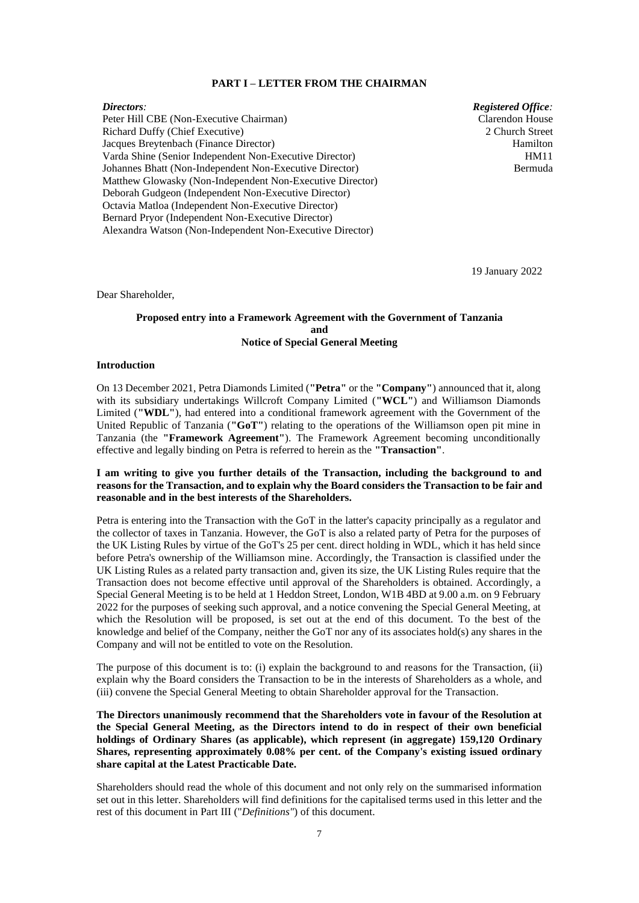## PART I – LETTER FROM THE CHAIRMAN

*Directors:*
Peter Hill CBE (Non-Executive Chairman)
Richard Duffy (Chief Executive)
Jacques Breytenbach (Finance Director)
Varda Shine (Senior Independent Non-Executive Director)
Johannes Bhatt (Non-Independent Non-Executive Director)
Matthew Glowasky (Non-Independent Non-Executive Director)
Deborah Gudgeon (Independent Non-Executive Director)
Octavia Matloa (Independent Non-Executive Director)
Bernard Pryor (Independent Non-Executive Director)
Alexandra Watson (Non-Independent Non-Executive Director)

*Registered Office:*
Clarendon House
2 Church Street
Hamilton
HM11
Bermuda

19 January 2022

Dear Shareholder,

**Proposed entry into a Framework Agreement with the Government of Tanzania**
**and**
**Notice of Special General Meeting**

### Introduction

On 13 December 2021, Petra Diamonds Limited (**"Petra"** or the **"Company"**) announced that it, along with its subsidiary undertakings Willcroft Company Limited (**"WCL"**) and Williamson Diamonds Limited (**"WDL"**), had entered into a conditional framework agreement with the Government of the United Republic of Tanzania (**"GoT"**) relating to the operations of the Williamson open pit mine in Tanzania (the **"Framework Agreement"**). The Framework Agreement becoming unconditionally effective and legally binding on Petra is referred to herein as the **"Transaction"**.

**I am writing to give you further details of the Transaction, including the background to and reasons for the Transaction, and to explain why the Board considers the Transaction to be fair and reasonable and in the best interests of the Shareholders.**

Petra is entering into the Transaction with the GoT in the latter's capacity principally as a regulator and the collector of taxes in Tanzania. However, the GoT is also a related party of Petra for the purposes of the UK Listing Rules by virtue of the GoT's 25 per cent. direct holding in WDL, which it has held since before Petra's ownership of the Williamson mine. Accordingly, the Transaction is classified under the UK Listing Rules as a related party transaction and, given its size, the UK Listing Rules require that the Transaction does not become effective until approval of the Shareholders is obtained. Accordingly, a Special General Meeting is to be held at 1 Heddon Street, London, W1B 4BD at 9.00 a.m. on 9 February 2022 for the purposes of seeking such approval, and a notice convening the Special General Meeting, at which the Resolution will be proposed, is set out at the end of this document. To the best of the knowledge and belief of the Company, neither the GoT nor any of its associates hold(s) any shares in the Company and will not be entitled to vote on the Resolution.

The purpose of this document is to: (i) explain the background to and reasons for the Transaction, (ii) explain why the Board considers the Transaction to be in the interests of Shareholders as a whole, and (iii) convene the Special General Meeting to obtain Shareholder approval for the Transaction.

**The Directors unanimously recommend that the Shareholders vote in favour of the Resolution at the Special General Meeting, as the Directors intend to do in respect of their own beneficial holdings of Ordinary Shares (as applicable), which represent (in aggregate) 159,120 Ordinary Shares, representing approximately 0.08% per cent. of the Company's existing issued ordinary share capital at the Latest Practicable Date.**

Shareholders should read the whole of this document and not only rely on the summarised information set out in this letter. Shareholders will find definitions for the capitalised terms used in this letter and the rest of this document in Part III ("*Definitions"*) of this document.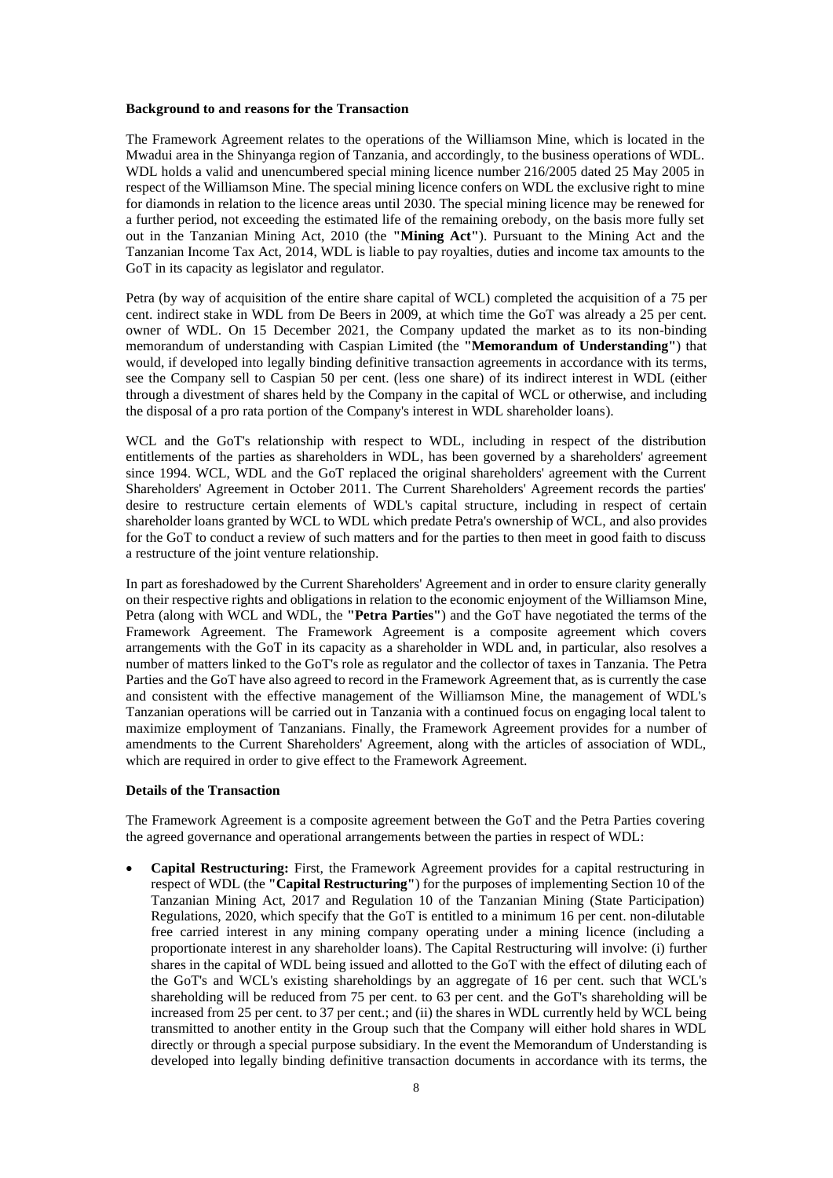**Background to and reasons for the Transaction**

The Framework Agreement relates to the operations of the Williamson Mine, which is located in the Mwadui area in the Shinyanga region of Tanzania, and accordingly, to the business operations of WDL. WDL holds a valid and unencumbered special mining licence number 216/2005 dated 25 May 2005 in respect of the Williamson Mine. The special mining licence confers on WDL the exclusive right to mine for diamonds in relation to the licence areas until 2030. The special mining licence may be renewed for a further period, not exceeding the estimated life of the remaining orebody, on the basis more fully set out in the Tanzanian Mining Act, 2010 (the **"Mining Act"**). Pursuant to the Mining Act and the Tanzanian Income Tax Act, 2014, WDL is liable to pay royalties, duties and income tax amounts to the GoT in its capacity as legislator and regulator.

Petra (by way of acquisition of the entire share capital of WCL) completed the acquisition of a 75 per cent. indirect stake in WDL from De Beers in 2009, at which time the GoT was already a 25 per cent. owner of WDL. On 15 December 2021, the Company updated the market as to its non-binding memorandum of understanding with Caspian Limited (the **"Memorandum of Understanding"**) that would, if developed into legally binding definitive transaction agreements in accordance with its terms, see the Company sell to Caspian 50 per cent. (less one share) of its indirect interest in WDL (either through a divestment of shares held by the Company in the capital of WCL or otherwise, and including the disposal of a pro rata portion of the Company's interest in WDL shareholder loans).

WCL and the GoT's relationship with respect to WDL, including in respect of the distribution entitlements of the parties as shareholders in WDL, has been governed by a shareholders' agreement since 1994. WCL, WDL and the GoT replaced the original shareholders' agreement with the Current Shareholders' Agreement in October 2011. The Current Shareholders' Agreement records the parties' desire to restructure certain elements of WDL's capital structure, including in respect of certain shareholder loans granted by WCL to WDL which predate Petra's ownership of WCL, and also provides for the GoT to conduct a review of such matters and for the parties to then meet in good faith to discuss a restructure of the joint venture relationship.

In part as foreshadowed by the Current Shareholders' Agreement and in order to ensure clarity generally on their respective rights and obligations in relation to the economic enjoyment of the Williamson Mine, Petra (along with WCL and WDL, the **"Petra Parties"**) and the GoT have negotiated the terms of the Framework Agreement. The Framework Agreement is a composite agreement which covers arrangements with the GoT in its capacity as a shareholder in WDL and, in particular, also resolves a number of matters linked to the GoT's role as regulator and the collector of taxes in Tanzania. The Petra Parties and the GoT have also agreed to record in the Framework Agreement that, as is currently the case and consistent with the effective management of the Williamson Mine, the management of WDL's Tanzanian operations will be carried out in Tanzania with a continued focus on engaging local talent to maximize employment of Tanzanians. Finally, the Framework Agreement provides for a number of amendments to the Current Shareholders' Agreement, along with the articles of association of WDL, which are required in order to give effect to the Framework Agreement.

**Details of the Transaction**

The Framework Agreement is a composite agreement between the GoT and the Petra Parties covering the agreed governance and operational arrangements between the parties in respect of WDL:

- **Capital Restructuring:** First, the Framework Agreement provides for a capital restructuring in respect of WDL (the **"Capital Restructuring"**) for the purposes of implementing Section 10 of the Tanzanian Mining Act, 2017 and Regulation 10 of the Tanzanian Mining (State Participation) Regulations, 2020, which specify that the GoT is entitled to a minimum 16 per cent. non-dilutable free carried interest in any mining company operating under a mining licence (including a proportionate interest in any shareholder loans). The Capital Restructuring will involve: (i) further shares in the capital of WDL being issued and allotted to the GoT with the effect of diluting each of the GoT's and WCL's existing shareholdings by an aggregate of 16 per cent. such that WCL's shareholding will be reduced from 75 per cent. to 63 per cent. and the GoT's shareholding will be increased from 25 per cent. to 37 per cent.; and (ii) the shares in WDL currently held by WCL being transmitted to another entity in the Group such that the Company will either hold shares in WDL directly or through a special purpose subsidiary. In the event the Memorandum of Understanding is developed into legally binding definitive transaction documents in accordance with its terms, the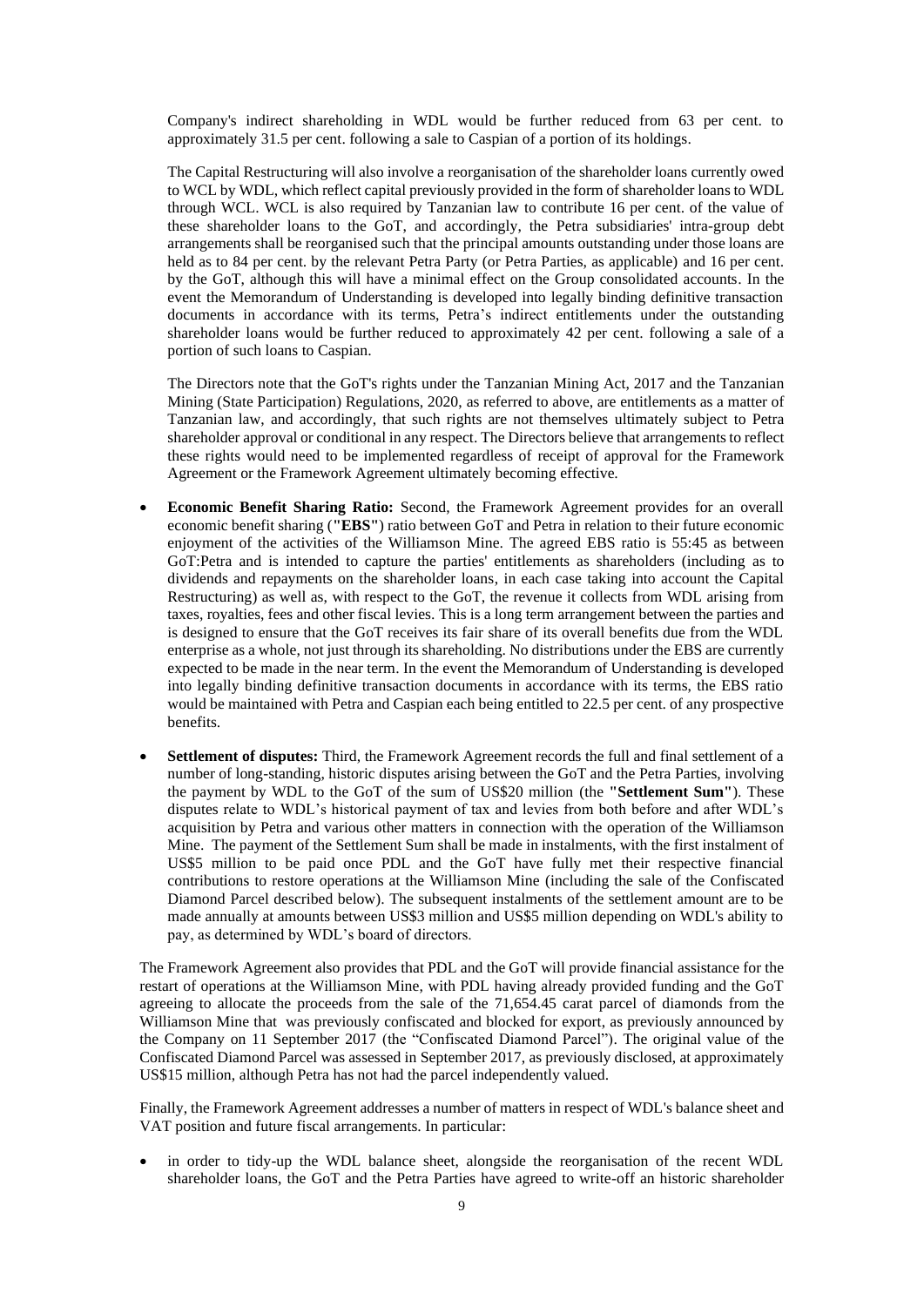Company's indirect shareholding in WDL would be further reduced from 63 per cent. to approximately 31.5 per cent. following a sale to Caspian of a portion of its holdings.

The Capital Restructuring will also involve a reorganisation of the shareholder loans currently owed to WCL by WDL, which reflect capital previously provided in the form of shareholder loans to WDL through WCL. WCL is also required by Tanzanian law to contribute 16 per cent. of the value of these shareholder loans to the GoT, and accordingly, the Petra subsidiaries' intra-group debt arrangements shall be reorganised such that the principal amounts outstanding under those loans are held as to 84 per cent. by the relevant Petra Party (or Petra Parties, as applicable) and 16 per cent. by the GoT, although this will have a minimal effect on the Group consolidated accounts. In the event the Memorandum of Understanding is developed into legally binding definitive transaction documents in accordance with its terms, Petra's indirect entitlements under the outstanding shareholder loans would be further reduced to approximately 42 per cent. following a sale of a portion of such loans to Caspian.

The Directors note that the GoT's rights under the Tanzanian Mining Act, 2017 and the Tanzanian Mining (State Participation) Regulations, 2020, as referred to above, are entitlements as a matter of Tanzanian law, and accordingly, that such rights are not themselves ultimately subject to Petra shareholder approval or conditional in any respect. The Directors believe that arrangements to reflect these rights would need to be implemented regardless of receipt of approval for the Framework Agreement or the Framework Agreement ultimately becoming effective.

- **Economic Benefit Sharing Ratio:** Second, the Framework Agreement provides for an overall economic benefit sharing (**"EBS"**) ratio between GoT and Petra in relation to their future economic enjoyment of the activities of the Williamson Mine. The agreed EBS ratio is 55:45 as between GoT:Petra and is intended to capture the parties' entitlements as shareholders (including as to dividends and repayments on the shareholder loans, in each case taking into account the Capital Restructuring) as well as, with respect to the GoT, the revenue it collects from WDL arising from taxes, royalties, fees and other fiscal levies. This is a long term arrangement between the parties and is designed to ensure that the GoT receives its fair share of its overall benefits due from the WDL enterprise as a whole, not just through its shareholding. No distributions under the EBS are currently expected to be made in the near term. In the event the Memorandum of Understanding is developed into legally binding definitive transaction documents in accordance with its terms, the EBS ratio would be maintained with Petra and Caspian each being entitled to 22.5 per cent. of any prospective benefits.

- **Settlement of disputes:** Third, the Framework Agreement records the full and final settlement of a number of long-standing, historic disputes arising between the GoT and the Petra Parties, involving the payment by WDL to the GoT of the sum of US$20 million (the **"Settlement Sum"**). These disputes relate to WDL's historical payment of tax and levies from both before and after WDL's acquisition by Petra and various other matters in connection with the operation of the Williamson Mine. The payment of the Settlement Sum shall be made in instalments, with the first instalment of US$5 million to be paid once PDL and the GoT have fully met their respective financial contributions to restore operations at the Williamson Mine (including the sale of the Confiscated Diamond Parcel described below). The subsequent instalments of the settlement amount are to be made annually at amounts between US$3 million and US$5 million depending on WDL's ability to pay, as determined by WDL's board of directors.

The Framework Agreement also provides that PDL and the GoT will provide financial assistance for the restart of operations at the Williamson Mine, with PDL having already provided funding and the GoT agreeing to allocate the proceeds from the sale of the 71,654.45 carat parcel of diamonds from the Williamson Mine that was previously confiscated and blocked for export, as previously announced by the Company on 11 September 2017 (the "Confiscated Diamond Parcel"). The original value of the Confiscated Diamond Parcel was assessed in September 2017, as previously disclosed, at approximately US$15 million, although Petra has not had the parcel independently valued.

Finally, the Framework Agreement addresses a number of matters in respect of WDL's balance sheet and VAT position and future fiscal arrangements. In particular:

- in order to tidy-up the WDL balance sheet, alongside the reorganisation of the recent WDL shareholder loans, the GoT and the Petra Parties have agreed to write-off an historic shareholder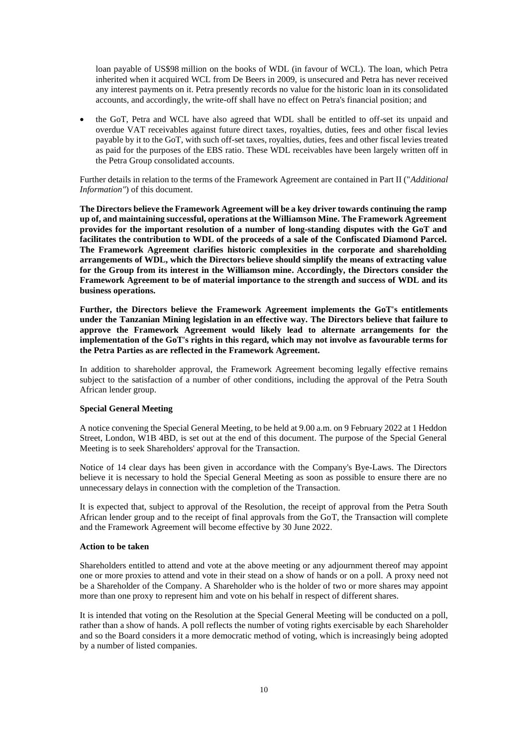loan payable of US$98 million on the books of WDL (in favour of WCL). The loan, which Petra inherited when it acquired WCL from De Beers in 2009, is unsecured and Petra has never received any interest payments on it. Petra presently records no value for the historic loan in its consolidated accounts, and accordingly, the write-off shall have no effect on Petra's financial position; and

- the GoT, Petra and WCL have also agreed that WDL shall be entitled to off-set its unpaid and overdue VAT receivables against future direct taxes, royalties, duties, fees and other fiscal levies payable by it to the GoT, with such off-set taxes, royalties, duties, fees and other fiscal levies treated as paid for the purposes of the EBS ratio. These WDL receivables have been largely written off in the Petra Group consolidated accounts.

Further details in relation to the terms of the Framework Agreement are contained in Part II ("*Additional Information"*) of this document.

**The Directors believe the Framework Agreement will be a key driver towards continuing the ramp up of, and maintaining successful, operations at the Williamson Mine. The Framework Agreement provides for the important resolution of a number of long-standing disputes with the GoT and facilitates the contribution to WDL of the proceeds of a sale of the Confiscated Diamond Parcel. The Framework Agreement clarifies historic complexities in the corporate and shareholding arrangements of WDL, which the Directors believe should simplify the means of extracting value for the Group from its interest in the Williamson mine. Accordingly, the Directors consider the Framework Agreement to be of material importance to the strength and success of WDL and its business operations.**

**Further, the Directors believe the Framework Agreement implements the GoT's entitlements under the Tanzanian Mining legislation in an effective way. The Directors believe that failure to approve the Framework Agreement would likely lead to alternate arrangements for the implementation of the GoT's rights in this regard, which may not involve as favourable terms for the Petra Parties as are reflected in the Framework Agreement.**

In addition to shareholder approval, the Framework Agreement becoming legally effective remains subject to the satisfaction of a number of other conditions, including the approval of the Petra South African lender group.

**Special General Meeting**

A notice convening the Special General Meeting, to be held at 9.00 a.m. on 9 February 2022 at 1 Heddon Street, London, W1B 4BD, is set out at the end of this document. The purpose of the Special General Meeting is to seek Shareholders' approval for the Transaction.

Notice of 14 clear days has been given in accordance with the Company's Bye-Laws. The Directors believe it is necessary to hold the Special General Meeting as soon as possible to ensure there are no unnecessary delays in connection with the completion of the Transaction.

It is expected that, subject to approval of the Resolution, the receipt of approval from the Petra South African lender group and to the receipt of final approvals from the GoT, the Transaction will complete and the Framework Agreement will become effective by 30 June 2022.

**Action to be taken**

Shareholders entitled to attend and vote at the above meeting or any adjournment thereof may appoint one or more proxies to attend and vote in their stead on a show of hands or on a poll. A proxy need not be a Shareholder of the Company. A Shareholder who is the holder of two or more shares may appoint more than one proxy to represent him and vote on his behalf in respect of different shares.

It is intended that voting on the Resolution at the Special General Meeting will be conducted on a poll, rather than a show of hands. A poll reflects the number of voting rights exercisable by each Shareholder and so the Board considers it a more democratic method of voting, which is increasingly being adopted by a number of listed companies.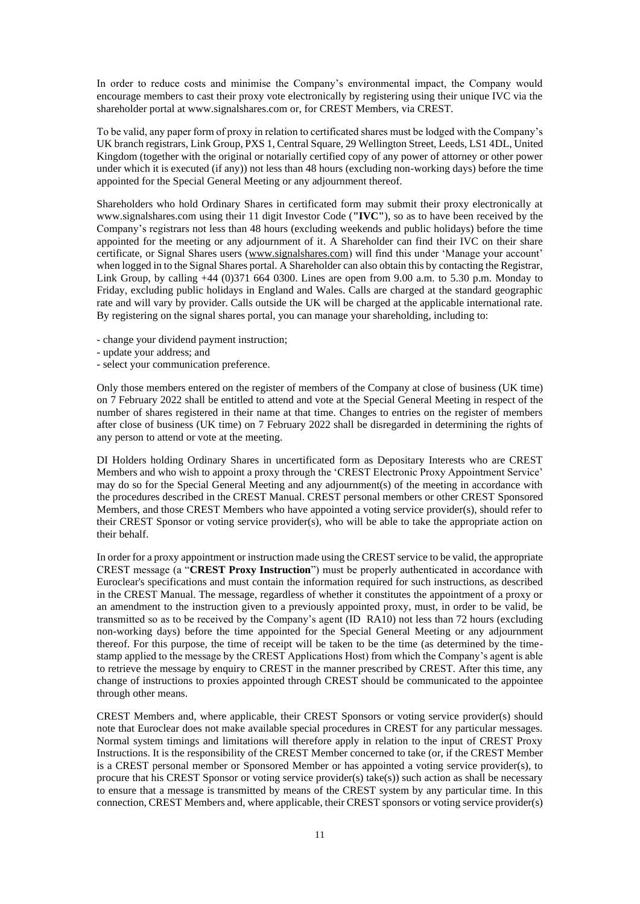In order to reduce costs and minimise the Company's environmental impact, the Company would encourage members to cast their proxy vote electronically by registering using their unique IVC via the shareholder portal at www.signalshares.com or, for CREST Members, via CREST.

To be valid, any paper form of proxy in relation to certificated shares must be lodged with the Company's UK branch registrars, Link Group, PXS 1, Central Square, 29 Wellington Street, Leeds, LS1 4DL, United Kingdom (together with the original or notarially certified copy of any power of attorney or other power under which it is executed (if any)) not less than 48 hours (excluding non-working days) before the time appointed for the Special General Meeting or any adjournment thereof.

Shareholders who hold Ordinary Shares in certificated form may submit their proxy electronically at www.signalshares.com using their 11 digit Investor Code (**"IVC"**), so as to have been received by the Company's registrars not less than 48 hours (excluding weekends and public holidays) before the time appointed for the meeting or any adjournment of it. A Shareholder can find their IVC on their share certificate, or Signal Shares users (www.signalshares.com) will find this under 'Manage your account' when logged in to the Signal Shares portal. A Shareholder can also obtain this by contacting the Registrar, Link Group, by calling +44 (0)371 664 0300. Lines are open from 9.00 a.m. to 5.30 p.m. Monday to Friday, excluding public holidays in England and Wales. Calls are charged at the standard geographic rate and will vary by provider. Calls outside the UK will be charged at the applicable international rate. By registering on the signal shares portal, you can manage your shareholding, including to:

- change your dividend payment instruction;
- update your address; and
- select your communication preference.

Only those members entered on the register of members of the Company at close of business (UK time) on 7 February 2022 shall be entitled to attend and vote at the Special General Meeting in respect of the number of shares registered in their name at that time. Changes to entries on the register of members after close of business (UK time) on 7 February 2022 shall be disregarded in determining the rights of any person to attend or vote at the meeting.

DI Holders holding Ordinary Shares in uncertificated form as Depositary Interests who are CREST Members and who wish to appoint a proxy through the 'CREST Electronic Proxy Appointment Service' may do so for the Special General Meeting and any adjournment(s) of the meeting in accordance with the procedures described in the CREST Manual. CREST personal members or other CREST Sponsored Members, and those CREST Members who have appointed a voting service provider(s), should refer to their CREST Sponsor or voting service provider(s), who will be able to take the appropriate action on their behalf.

In order for a proxy appointment or instruction made using the CREST service to be valid, the appropriate CREST message (a "**CREST Proxy Instruction**") must be properly authenticated in accordance with Euroclear's specifications and must contain the information required for such instructions, as described in the CREST Manual. The message, regardless of whether it constitutes the appointment of a proxy or an amendment to the instruction given to a previously appointed proxy, must, in order to be valid, be transmitted so as to be received by the Company's agent (ID RA10) not less than 72 hours (excluding non-working days) before the time appointed for the Special General Meeting or any adjournment thereof. For this purpose, the time of receipt will be taken to be the time (as determined by the time-stamp applied to the message by the CREST Applications Host) from which the Company's agent is able to retrieve the message by enquiry to CREST in the manner prescribed by CREST. After this time, any change of instructions to proxies appointed through CREST should be communicated to the appointee through other means.

CREST Members and, where applicable, their CREST Sponsors or voting service provider(s) should note that Euroclear does not make available special procedures in CREST for any particular messages. Normal system timings and limitations will therefore apply in relation to the input of CREST Proxy Instructions. It is the responsibility of the CREST Member concerned to take (or, if the CREST Member is a CREST personal member or Sponsored Member or has appointed a voting service provider(s), to procure that his CREST Sponsor or voting service provider(s) take(s)) such action as shall be necessary to ensure that a message is transmitted by means of the CREST system by any particular time. In this connection, CREST Members and, where applicable, their CREST sponsors or voting service provider(s)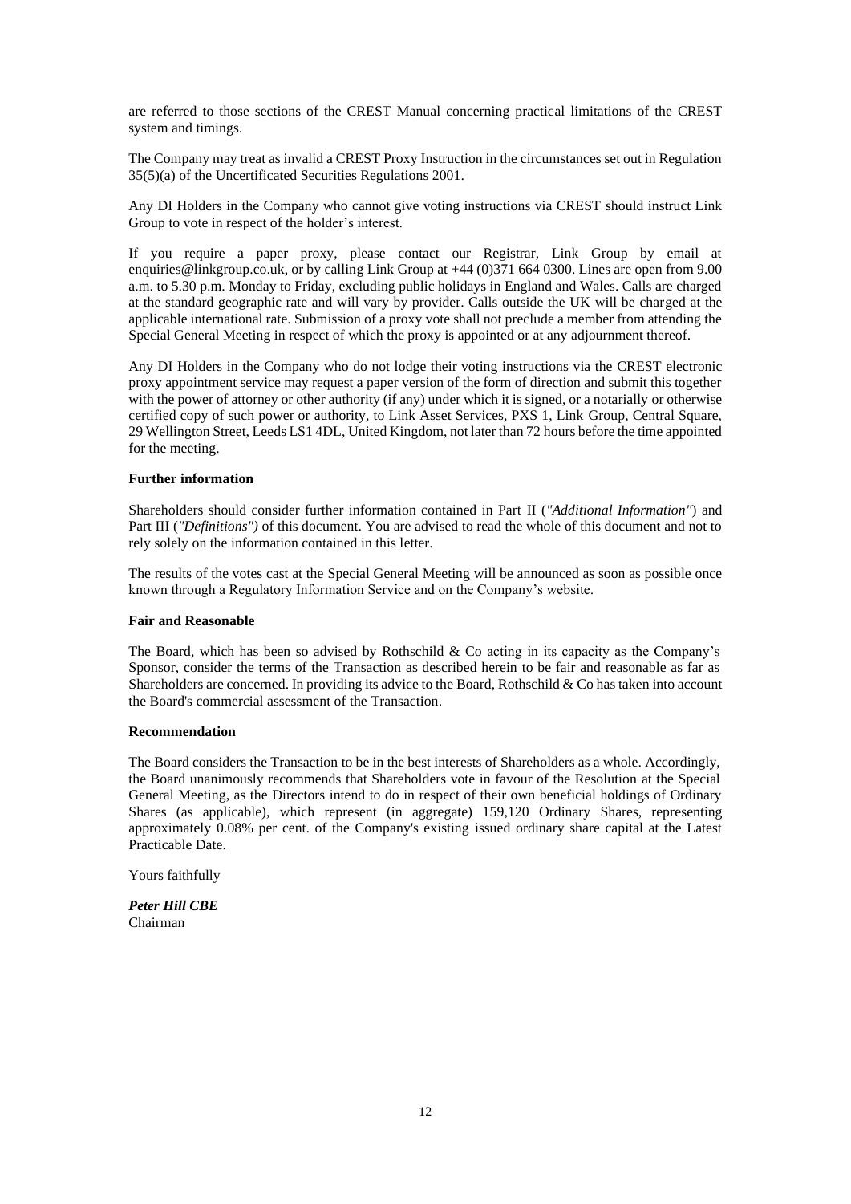are referred to those sections of the CREST Manual concerning practical limitations of the CREST system and timings.

The Company may treat as invalid a CREST Proxy Instruction in the circumstances set out in Regulation 35(5)(a) of the Uncertificated Securities Regulations 2001.

Any DI Holders in the Company who cannot give voting instructions via CREST should instruct Link Group to vote in respect of the holder's interest.

If you require a paper proxy, please contact our Registrar, Link Group by email at enquiries@linkgroup.co.uk, or by calling Link Group at +44 (0)371 664 0300. Lines are open from 9.00 a.m. to 5.30 p.m. Monday to Friday, excluding public holidays in England and Wales. Calls are charged at the standard geographic rate and will vary by provider. Calls outside the UK will be charged at the applicable international rate. Submission of a proxy vote shall not preclude a member from attending the Special General Meeting in respect of which the proxy is appointed or at any adjournment thereof.

Any DI Holders in the Company who do not lodge their voting instructions via the CREST electronic proxy appointment service may request a paper version of the form of direction and submit this together with the power of attorney or other authority (if any) under which it is signed, or a notarially or otherwise certified copy of such power or authority, to Link Asset Services, PXS 1, Link Group, Central Square, 29 Wellington Street, Leeds LS1 4DL, United Kingdom, not later than 72 hours before the time appointed for the meeting.

**Further information**

Shareholders should consider further information contained in Part II (*"Additional Information"*) and Part III (*"Definitions")* of this document. You are advised to read the whole of this document and not to rely solely on the information contained in this letter.

The results of the votes cast at the Special General Meeting will be announced as soon as possible once known through a Regulatory Information Service and on the Company's website.

**Fair and Reasonable**

The Board, which has been so advised by Rothschild & Co acting in its capacity as the Company's Sponsor, consider the terms of the Transaction as described herein to be fair and reasonable as far as Shareholders are concerned. In providing its advice to the Board, Rothschild & Co has taken into account the Board's commercial assessment of the Transaction.

**Recommendation**

The Board considers the Transaction to be in the best interests of Shareholders as a whole. Accordingly, the Board unanimously recommends that Shareholders vote in favour of the Resolution at the Special General Meeting, as the Directors intend to do in respect of their own beneficial holdings of Ordinary Shares (as applicable), which represent (in aggregate) 159,120 Ordinary Shares, representing approximately 0.08% per cent. of the Company's existing issued ordinary share capital at the Latest Practicable Date.

Yours faithfully

***Peter Hill CBE***
Chairman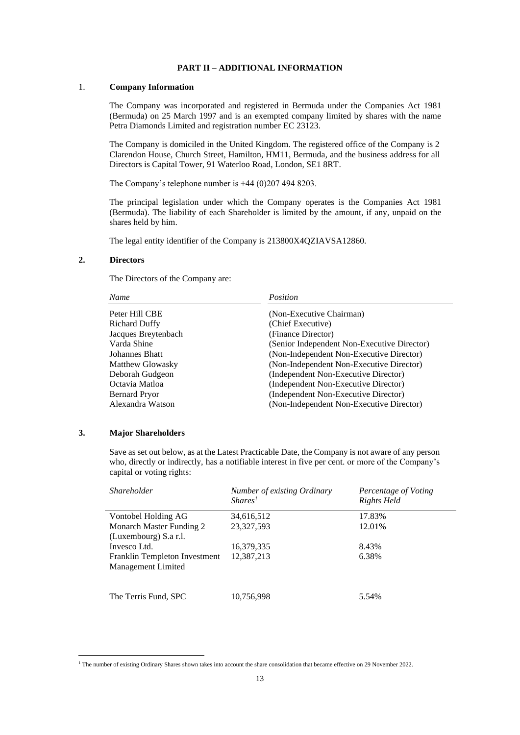# PART II – ADDITIONAL INFORMATION

## 1. Company Information

The Company was incorporated and registered in Bermuda under the Companies Act 1981 (Bermuda) on 25 March 1997 and is an exempted company limited by shares with the name Petra Diamonds Limited and registration number EC 23123.

The Company is domiciled in the United Kingdom. The registered office of the Company is 2 Clarendon House, Church Street, Hamilton, HM11, Bermuda, and the business address for all Directors is Capital Tower, 91 Waterloo Road, London, SE1 8RT.

The Company's telephone number is +44 (0)207 494 8203.

The principal legislation under which the Company operates is the Companies Act 1981 (Bermuda). The liability of each Shareholder is limited by the amount, if any, unpaid on the shares held by him.

The legal entity identifier of the Company is 213800X4QZIAVSA12860.

## 2. Directors

The Directors of the Company are:

| *Name* | *Position* |
|---|---|
| Peter Hill CBE | (Non-Executive Chairman) |
| Richard Duffy | (Chief Executive) |
| Jacques Breytenbach | (Finance Director) |
| Varda Shine | (Senior Independent Non-Executive Director) |
| Johannes Bhatt | (Non-Independent Non-Executive Director) |
| Matthew Glowasky | (Non-Independent Non-Executive Director) |
| Deborah Gudgeon | (Independent Non-Executive Director) |
| Octavia Matloa | (Independent Non-Executive Director) |
| Bernard Pryor | (Independent Non-Executive Director) |
| Alexandra Watson | (Non-Independent Non-Executive Director) |

## 3. Major Shareholders

Save as set out below, as at the Latest Practicable Date, the Company is not aware of any person who, directly or indirectly, has a notifiable interest in five per cent. or more of the Company's capital or voting rights:

| *Shareholder* | *Number of existing Ordinary Shares*[1] | *Percentage of Voting Rights Held* |
|---|---|---|
| Vontobel Holding AG | 34,616,512 | 17.83% |
| Monarch Master Funding 2 (Luxembourg) S.a r.l. | 23,327,593 | 12.01% |
| Invesco Ltd. | 16,379,335 | 8.43% |
| Franklin Templeton Investment Management Limited | 12,387,213 | 6.38% |
| The Terris Fund, SPC | 10,756,998 | 5.54% |

[1] The number of existing Ordinary Shares shown takes into account the share consolidation that became effective on 29 November 2022.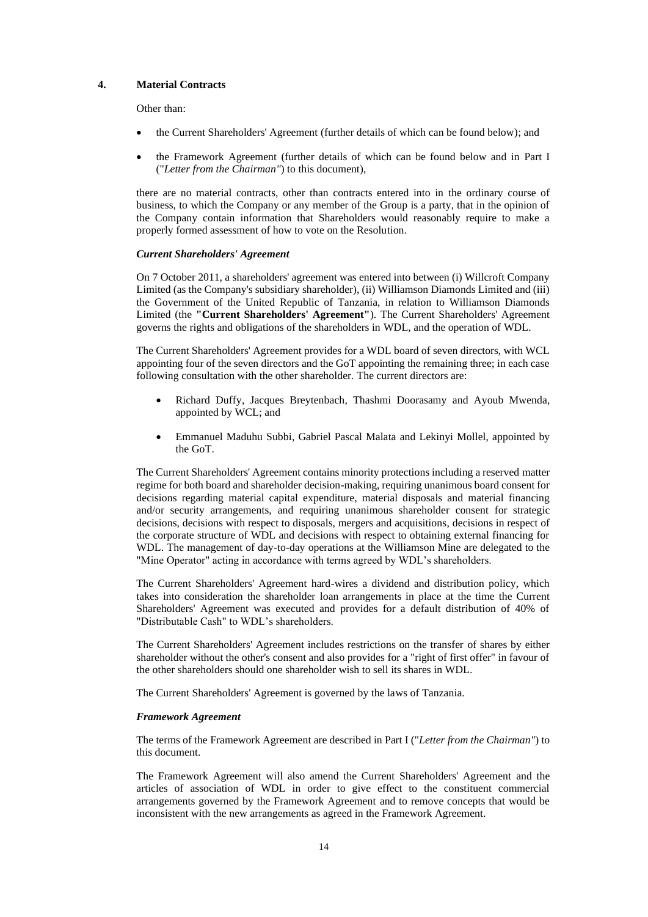## 4. Material Contracts

Other than:

- the Current Shareholders' Agreement (further details of which can be found below); and
- the Framework Agreement (further details of which can be found below and in Part I ("*Letter from the Chairman"*) to this document),

there are no material contracts, other than contracts entered into in the ordinary course of business, to which the Company or any member of the Group is a party, that in the opinion of the Company contain information that Shareholders would reasonably require to make a properly formed assessment of how to vote on the Resolution.

### *Current Shareholders' Agreement*

On 7 October 2011, a shareholders' agreement was entered into between (i) Willcroft Company Limited (as the Company's subsidiary shareholder), (ii) Williamson Diamonds Limited and (iii) the Government of the United Republic of Tanzania, in relation to Williamson Diamonds Limited (the **"Current Shareholders' Agreement"**). The Current Shareholders' Agreement governs the rights and obligations of the shareholders in WDL, and the operation of WDL.

The Current Shareholders' Agreement provides for a WDL board of seven directors, with WCL appointing four of the seven directors and the GoT appointing the remaining three; in each case following consultation with the other shareholder. The current directors are:

- Richard Duffy, Jacques Breytenbach, Thashmi Doorasamy and Ayoub Mwenda, appointed by WCL; and
- Emmanuel Maduhu Subbi, Gabriel Pascal Malata and Lekinyi Mollel, appointed by the GoT.

The Current Shareholders' Agreement contains minority protections including a reserved matter regime for both board and shareholder decision-making, requiring unanimous board consent for decisions regarding material capital expenditure, material disposals and material financing and/or security arrangements, and requiring unanimous shareholder consent for strategic decisions, decisions with respect to disposals, mergers and acquisitions, decisions in respect of the corporate structure of WDL and decisions with respect to obtaining external financing for WDL. The management of day-to-day operations at the Williamson Mine are delegated to the "Mine Operator" acting in accordance with terms agreed by WDL's shareholders.

The Current Shareholders' Agreement hard-wires a dividend and distribution policy, which takes into consideration the shareholder loan arrangements in place at the time the Current Shareholders' Agreement was executed and provides for a default distribution of 40% of "Distributable Cash" to WDL's shareholders.

The Current Shareholders' Agreement includes restrictions on the transfer of shares by either shareholder without the other's consent and also provides for a "right of first offer" in favour of the other shareholders should one shareholder wish to sell its shares in WDL.

The Current Shareholders' Agreement is governed by the laws of Tanzania.

### *Framework Agreement*

The terms of the Framework Agreement are described in Part I ("*Letter from the Chairman"*) to this document.

The Framework Agreement will also amend the Current Shareholders' Agreement and the articles of association of WDL in order to give effect to the constituent commercial arrangements governed by the Framework Agreement and to remove concepts that would be inconsistent with the new arrangements as agreed in the Framework Agreement.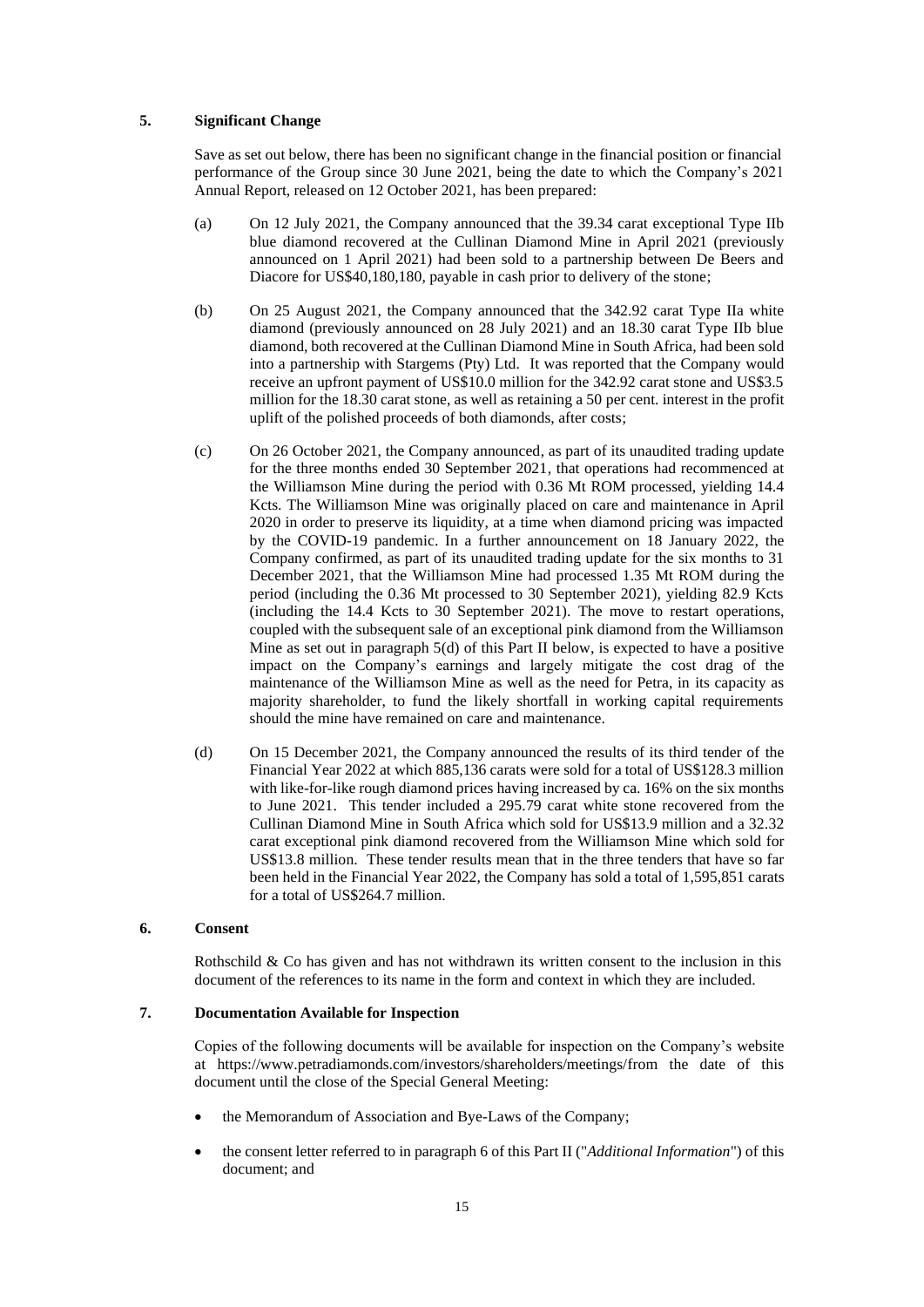## 5. Significant Change

Save as set out below, there has been no significant change in the financial position or financial performance of the Group since 30 June 2021, being the date to which the Company's 2021 Annual Report, released on 12 October 2021, has been prepared:

(a) On 12 July 2021, the Company announced that the 39.34 carat exceptional Type IIb blue diamond recovered at the Cullinan Diamond Mine in April 2021 (previously announced on 1 April 2021) had been sold to a partnership between De Beers and Diacore for US$40,180,180, payable in cash prior to delivery of the stone;

(b) On 25 August 2021, the Company announced that the 342.92 carat Type IIa white diamond (previously announced on 28 July 2021) and an 18.30 carat Type IIb blue diamond, both recovered at the Cullinan Diamond Mine in South Africa, had been sold into a partnership with Stargems (Pty) Ltd. It was reported that the Company would receive an upfront payment of US$10.0 million for the 342.92 carat stone and US$3.5 million for the 18.30 carat stone, as well as retaining a 50 per cent. interest in the profit uplift of the polished proceeds of both diamonds, after costs;

(c) On 26 October 2021, the Company announced, as part of its unaudited trading update for the three months ended 30 September 2021, that operations had recommenced at the Williamson Mine during the period with 0.36 Mt ROM processed, yielding 14.4 Kcts. The Williamson Mine was originally placed on care and maintenance in April 2020 in order to preserve its liquidity, at a time when diamond pricing was impacted by the COVID-19 pandemic. In a further announcement on 18 January 2022, the Company confirmed, as part of its unaudited trading update for the six months to 31 December 2021, that the Williamson Mine had processed 1.35 Mt ROM during the period (including the 0.36 Mt processed to 30 September 2021), yielding 82.9 Kcts (including the 14.4 Kcts to 30 September 2021). The move to restart operations, coupled with the subsequent sale of an exceptional pink diamond from the Williamson Mine as set out in paragraph 5(d) of this Part II below, is expected to have a positive impact on the Company's earnings and largely mitigate the cost drag of the maintenance of the Williamson Mine as well as the need for Petra, in its capacity as majority shareholder, to fund the likely shortfall in working capital requirements should the mine have remained on care and maintenance.

(d) On 15 December 2021, the Company announced the results of its third tender of the Financial Year 2022 at which 885,136 carats were sold for a total of US$128.3 million with like-for-like rough diamond prices having increased by ca. 16% on the six months to June 2021. This tender included a 295.79 carat white stone recovered from the Cullinan Diamond Mine in South Africa which sold for US$13.9 million and a 32.32 carat exceptional pink diamond recovered from the Williamson Mine which sold for US$13.8 million. These tender results mean that in the three tenders that have so far been held in the Financial Year 2022, the Company has sold a total of 1,595,851 carats for a total of US$264.7 million.

## 6. Consent

Rothschild & Co has given and has not withdrawn its written consent to the inclusion in this document of the references to its name in the form and context in which they are included.

## 7. Documentation Available for Inspection

Copies of the following documents will be available for inspection on the Company's website at https://www.petradiamonds.com/investors/shareholders/meetings/from the date of this document until the close of the Special General Meeting:

- the Memorandum of Association and Bye-Laws of the Company;
- the consent letter referred to in paragraph 6 of this Part II ("*Additional Information*") of this document; and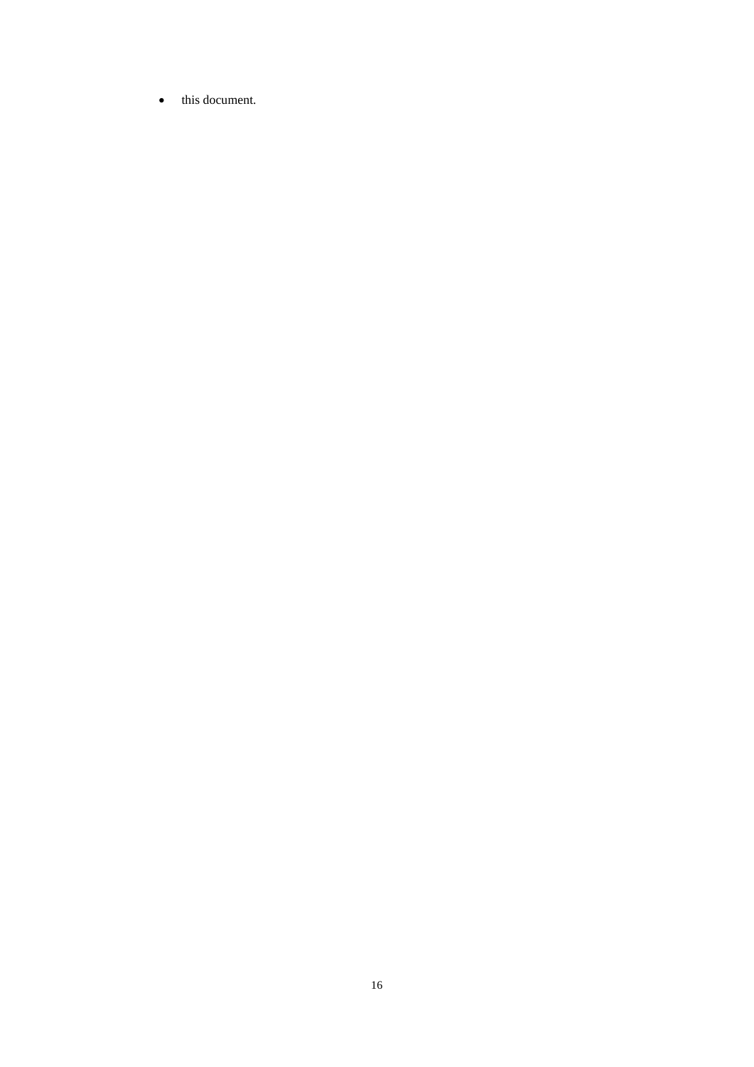- this document.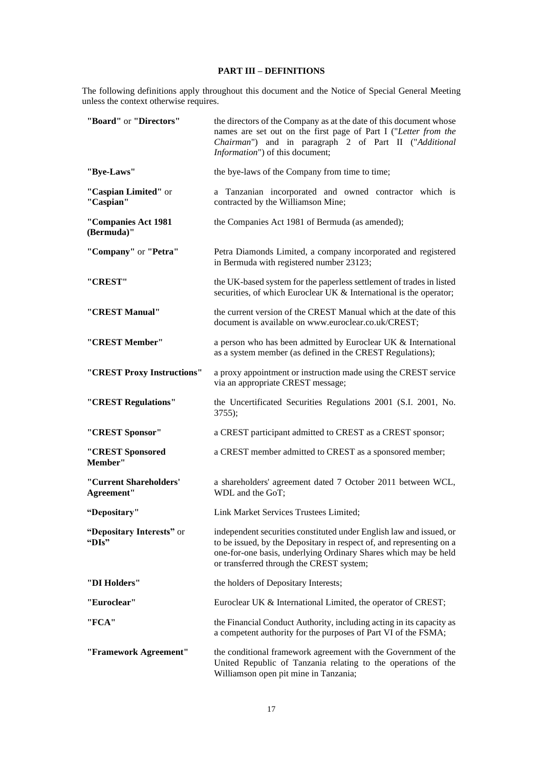## PART III – DEFINITIONS

The following definitions apply throughout this document and the Notice of Special General Meeting unless the context otherwise requires.

| | |
|---|---|
| **"Board"** or **"Directors"** | the directors of the Company as at the date of this document whose names are set out on the first page of Part I ("*Letter from the Chairman*") and in paragraph 2 of Part II ("*Additional Information*") of this document; |
| **"Bye-Laws"** | the bye-laws of the Company from time to time; |
| **"Caspian Limited"** or **"Caspian"** | a Tanzanian incorporated and owned contractor which is contracted by the Williamson Mine; |
| **"Companies Act 1981 (Bermuda)"** | the Companies Act 1981 of Bermuda (as amended); |
| **"Company"** or **"Petra"** | Petra Diamonds Limited, a company incorporated and registered in Bermuda with registered number 23123; |
| **"CREST"** | the UK-based system for the paperless settlement of trades in listed securities, of which Euroclear UK & International is the operator; |
| **"CREST Manual"** | the current version of the CREST Manual which at the date of this document is available on www.euroclear.co.uk/CREST; |
| **"CREST Member"** | a person who has been admitted by Euroclear UK & International as a system member (as defined in the CREST Regulations); |
| **"CREST Proxy Instructions"** | a proxy appointment or instruction made using the CREST service via an appropriate CREST message; |
| **"CREST Regulations"** | the Uncertificated Securities Regulations 2001 (S.I. 2001, No. 3755); |
| **"CREST Sponsor"** | a CREST participant admitted to CREST as a CREST sponsor; |
| **"CREST Sponsored Member"** | a CREST member admitted to CREST as a sponsored member; |
| **"Current Shareholders' Agreement"** | a shareholders' agreement dated 7 October 2011 between WCL, WDL and the GoT; |
| **"Depositary"** | Link Market Services Trustees Limited; |
| **"Depositary Interests"** or **"DIs"** | independent securities constituted under English law and issued, or to be issued, by the Depositary in respect of, and representing on a one-for-one basis, underlying Ordinary Shares which may be held or transferred through the CREST system; |
| **"DI Holders"** | the holders of Depositary Interests; |
| **"Euroclear"** | Euroclear UK & International Limited, the operator of CREST; |
| **"FCA"** | the Financial Conduct Authority, including acting in its capacity as a competent authority for the purposes of Part VI of the FSMA; |
| **"Framework Agreement"** | the conditional framework agreement with the Government of the United Republic of Tanzania relating to the operations of the Williamson open pit mine in Tanzania; |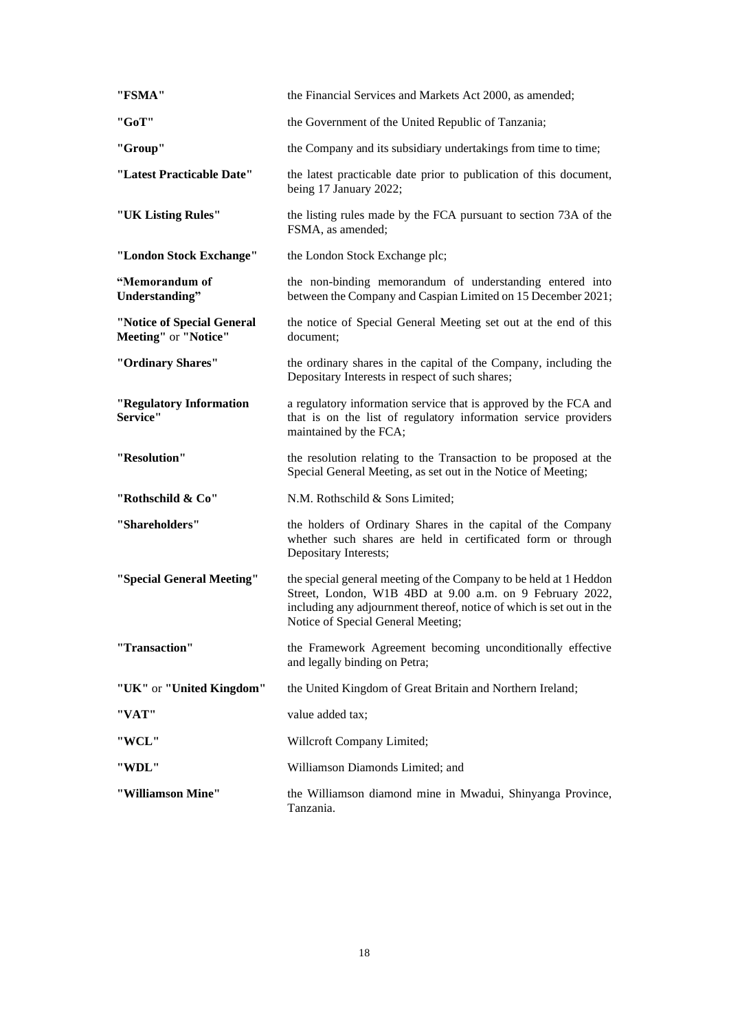| | |
|---|---|
| **"FSMA"** | the Financial Services and Markets Act 2000, as amended; |
| **"GoT"** | the Government of the United Republic of Tanzania; |
| **"Group"** | the Company and its subsidiary undertakings from time to time; |
| **"Latest Practicable Date"** | the latest practicable date prior to publication of this document, being 17 January 2022; |
| **"UK Listing Rules"** | the listing rules made by the FCA pursuant to section 73A of the FSMA, as amended; |
| **"London Stock Exchange"** | the London Stock Exchange plc; |
| **"Memorandum of Understanding"** | the non-binding memorandum of understanding entered into between the Company and Caspian Limited on 15 December 2021; |
| **"Notice of Special General Meeting"** or **"Notice"** | the notice of Special General Meeting set out at the end of this document; |
| **"Ordinary Shares"** | the ordinary shares in the capital of the Company, including the Depositary Interests in respect of such shares; |
| **"Regulatory Information Service"** | a regulatory information service that is approved by the FCA and that is on the list of regulatory information service providers maintained by the FCA; |
| **"Resolution"** | the resolution relating to the Transaction to be proposed at the Special General Meeting, as set out in the Notice of Meeting; |
| **"Rothschild & Co"** | N.M. Rothschild & Sons Limited; |
| **"Shareholders"** | the holders of Ordinary Shares in the capital of the Company whether such shares are held in certificated form or through Depositary Interests; |
| **"Special General Meeting"** | the special general meeting of the Company to be held at 1 Heddon Street, London, W1B 4BD at 9.00 a.m. on 9 February 2022, including any adjournment thereof, notice of which is set out in the Notice of Special General Meeting; |
| **"Transaction"** | the Framework Agreement becoming unconditionally effective and legally binding on Petra; |
| **"UK"** or **"United Kingdom"** | the United Kingdom of Great Britain and Northern Ireland; |
| **"VAT"** | value added tax; |
| **"WCL"** | Willcroft Company Limited; |
| **"WDL"** | Williamson Diamonds Limited; and |
| **"Williamson Mine"** | the Williamson diamond mine in Mwadui, Shinyanga Province, Tanzania. |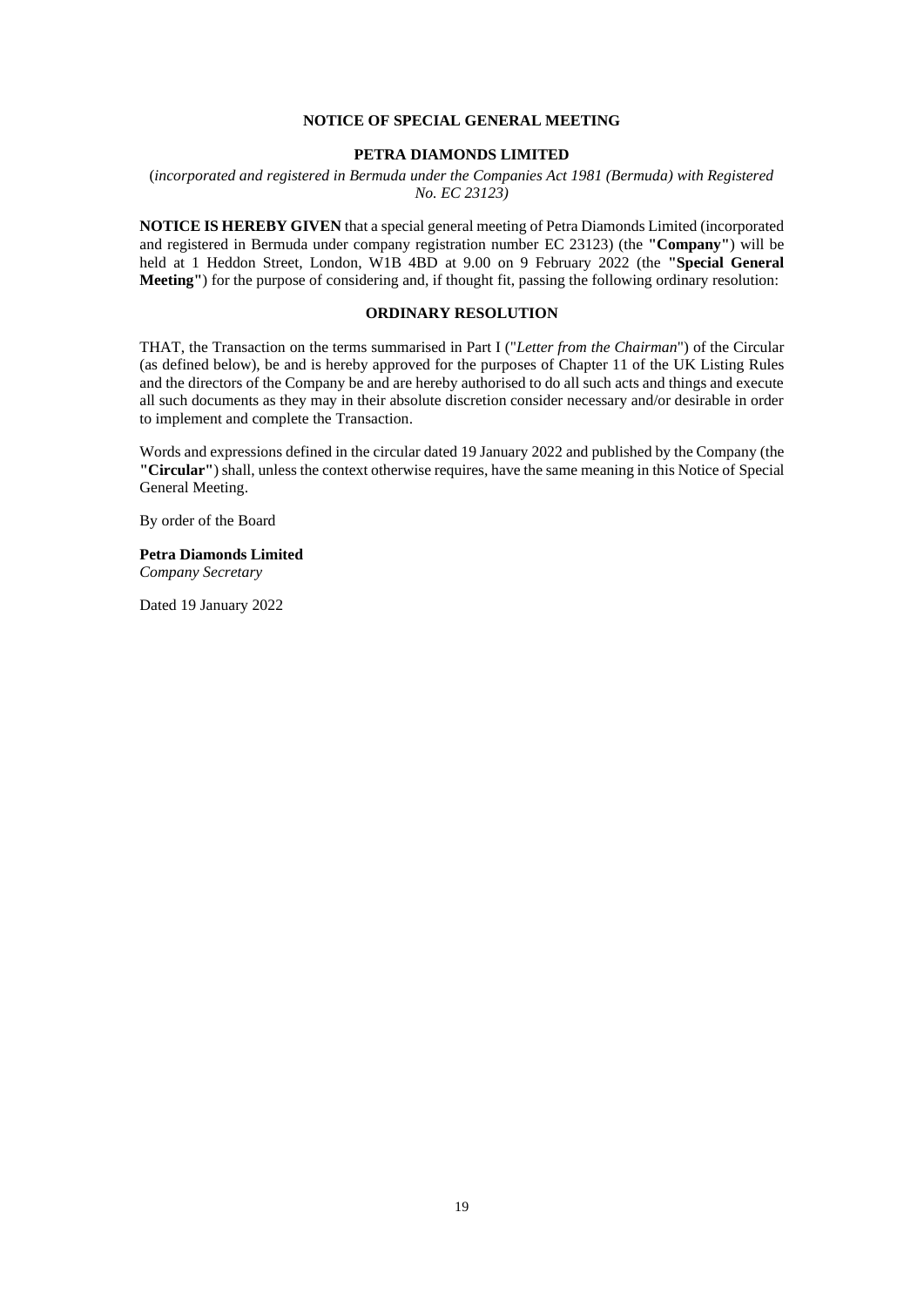# NOTICE OF SPECIAL GENERAL MEETING

## PETRA DIAMONDS LIMITED

(*incorporated and registered in Bermuda under the Companies Act 1981 (Bermuda) with Registered No. EC 23123)*

**NOTICE IS HEREBY GIVEN** that a special general meeting of Petra Diamonds Limited (incorporated and registered in Bermuda under company registration number EC 23123) (the **"Company"**) will be held at 1 Heddon Street, London, W1B 4BD at 9.00 on 9 February 2022 (the **"Special General Meeting"**) for the purpose of considering and, if thought fit, passing the following ordinary resolution:

## ORDINARY RESOLUTION

THAT, the Transaction on the terms summarised in Part I ("*Letter from the Chairman*") of the Circular (as defined below), be and is hereby approved for the purposes of Chapter 11 of the UK Listing Rules and the directors of the Company be and are hereby authorised to do all such acts and things and execute all such documents as they may in their absolute discretion consider necessary and/or desirable in order to implement and complete the Transaction.

Words and expressions defined in the circular dated 19 January 2022 and published by the Company (the **"Circular"**) shall, unless the context otherwise requires, have the same meaning in this Notice of Special General Meeting.

By order of the Board

**Petra Diamonds Limited**
*Company Secretary*

Dated 19 January 2022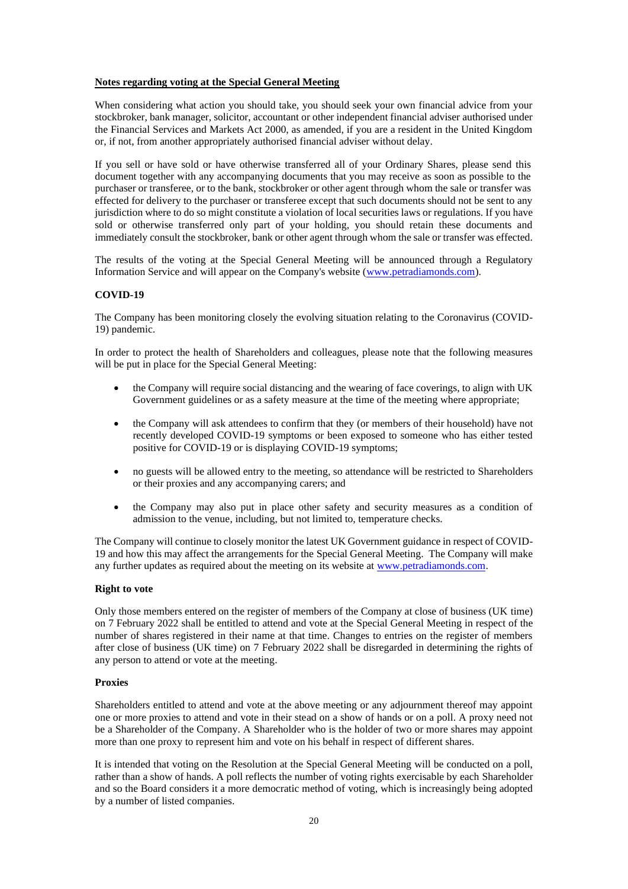**Notes regarding voting at the Special General Meeting**

When considering what action you should take, you should seek your own financial advice from your stockbroker, bank manager, solicitor, accountant or other independent financial adviser authorised under the Financial Services and Markets Act 2000, as amended, if you are a resident in the United Kingdom or, if not, from another appropriately authorised financial adviser without delay.

If you sell or have sold or have otherwise transferred all of your Ordinary Shares, please send this document together with any accompanying documents that you may receive as soon as possible to the purchaser or transferee, or to the bank, stockbroker or other agent through whom the sale or transfer was effected for delivery to the purchaser or transferee except that such documents should not be sent to any jurisdiction where to do so might constitute a violation of local securities laws or regulations. If you have sold or otherwise transferred only part of your holding, you should retain these documents and immediately consult the stockbroker, bank or other agent through whom the sale or transfer was effected.

The results of the voting at the Special General Meeting will be announced through a Regulatory Information Service and will appear on the Company's website (www.petradiamonds.com).

**COVID-19**

The Company has been monitoring closely the evolving situation relating to the Coronavirus (COVID-19) pandemic.

In order to protect the health of Shareholders and colleagues, please note that the following measures will be put in place for the Special General Meeting:

- the Company will require social distancing and the wearing of face coverings, to align with UK Government guidelines or as a safety measure at the time of the meeting where appropriate;
- the Company will ask attendees to confirm that they (or members of their household) have not recently developed COVID-19 symptoms or been exposed to someone who has either tested positive for COVID-19 or is displaying COVID-19 symptoms;
- no guests will be allowed entry to the meeting, so attendance will be restricted to Shareholders or their proxies and any accompanying carers; and
- the Company may also put in place other safety and security measures as a condition of admission to the venue, including, but not limited to, temperature checks.

The Company will continue to closely monitor the latest UK Government guidance in respect of COVID-19 and how this may affect the arrangements for the Special General Meeting. The Company will make any further updates as required about the meeting on its website at www.petradiamonds.com.

**Right to vote**

Only those members entered on the register of members of the Company at close of business (UK time) on 7 February 2022 shall be entitled to attend and vote at the Special General Meeting in respect of the number of shares registered in their name at that time. Changes to entries on the register of members after close of business (UK time) on 7 February 2022 shall be disregarded in determining the rights of any person to attend or vote at the meeting.

**Proxies**

Shareholders entitled to attend and vote at the above meeting or any adjournment thereof may appoint one or more proxies to attend and vote in their stead on a show of hands or on a poll. A proxy need not be a Shareholder of the Company. A Shareholder who is the holder of two or more shares may appoint more than one proxy to represent him and vote on his behalf in respect of different shares.

It is intended that voting on the Resolution at the Special General Meeting will be conducted on a poll, rather than a show of hands. A poll reflects the number of voting rights exercisable by each Shareholder and so the Board considers it a more democratic method of voting, which is increasingly being adopted by a number of listed companies.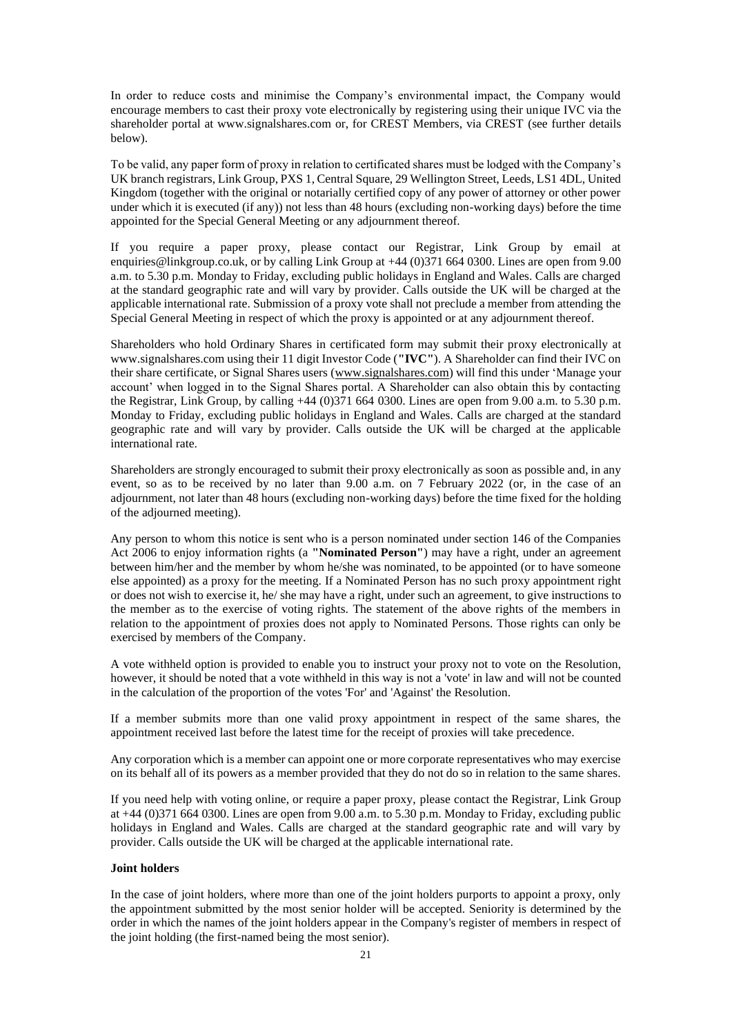In order to reduce costs and minimise the Company's environmental impact, the Company would encourage members to cast their proxy vote electronically by registering using their unique IVC via the shareholder portal at www.signalshares.com or, for CREST Members, via CREST (see further details below).

To be valid, any paper form of proxy in relation to certificated shares must be lodged with the Company's UK branch registrars, Link Group, PXS 1, Central Square, 29 Wellington Street, Leeds, LS1 4DL, United Kingdom (together with the original or notarially certified copy of any power of attorney or other power under which it is executed (if any)) not less than 48 hours (excluding non-working days) before the time appointed for the Special General Meeting or any adjournment thereof.

If you require a paper proxy, please contact our Registrar, Link Group by email at enquiries@linkgroup.co.uk, or by calling Link Group at +44 (0)371 664 0300. Lines are open from 9.00 a.m. to 5.30 p.m. Monday to Friday, excluding public holidays in England and Wales. Calls are charged at the standard geographic rate and will vary by provider. Calls outside the UK will be charged at the applicable international rate. Submission of a proxy vote shall not preclude a member from attending the Special General Meeting in respect of which the proxy is appointed or at any adjournment thereof.

Shareholders who hold Ordinary Shares in certificated form may submit their proxy electronically at www.signalshares.com using their 11 digit Investor Code (**"IVC"**). A Shareholder can find their IVC on their share certificate, or Signal Shares users (www.signalshares.com) will find this under 'Manage your account' when logged in to the Signal Shares portal. A Shareholder can also obtain this by contacting the Registrar, Link Group, by calling +44 (0)371 664 0300. Lines are open from 9.00 a.m. to 5.30 p.m. Monday to Friday, excluding public holidays in England and Wales. Calls are charged at the standard geographic rate and will vary by provider. Calls outside the UK will be charged at the applicable international rate.

Shareholders are strongly encouraged to submit their proxy electronically as soon as possible and, in any event, so as to be received by no later than 9.00 a.m. on 7 February 2022 (or, in the case of an adjournment, not later than 48 hours (excluding non-working days) before the time fixed for the holding of the adjourned meeting).

Any person to whom this notice is sent who is a person nominated under section 146 of the Companies Act 2006 to enjoy information rights (a **"Nominated Person"**) may have a right, under an agreement between him/her and the member by whom he/she was nominated, to be appointed (or to have someone else appointed) as a proxy for the meeting. If a Nominated Person has no such proxy appointment right or does not wish to exercise it, he/ she may have a right, under such an agreement, to give instructions to the member as to the exercise of voting rights. The statement of the above rights of the members in relation to the appointment of proxies does not apply to Nominated Persons. Those rights can only be exercised by members of the Company.

A vote withheld option is provided to enable you to instruct your proxy not to vote on the Resolution, however, it should be noted that a vote withheld in this way is not a 'vote' in law and will not be counted in the calculation of the proportion of the votes 'For' and 'Against' the Resolution.

If a member submits more than one valid proxy appointment in respect of the same shares, the appointment received last before the latest time for the receipt of proxies will take precedence.

Any corporation which is a member can appoint one or more corporate representatives who may exercise on its behalf all of its powers as a member provided that they do not do so in relation to the same shares.

If you need help with voting online, or require a paper proxy, please contact the Registrar, Link Group at +44 (0)371 664 0300. Lines are open from 9.00 a.m. to 5.30 p.m. Monday to Friday, excluding public holidays in England and Wales. Calls are charged at the standard geographic rate and will vary by provider. Calls outside the UK will be charged at the applicable international rate.

**Joint holders**

In the case of joint holders, where more than one of the joint holders purports to appoint a proxy, only the appointment submitted by the most senior holder will be accepted. Seniority is determined by the order in which the names of the joint holders appear in the Company's register of members in respect of the joint holding (the first-named being the most senior).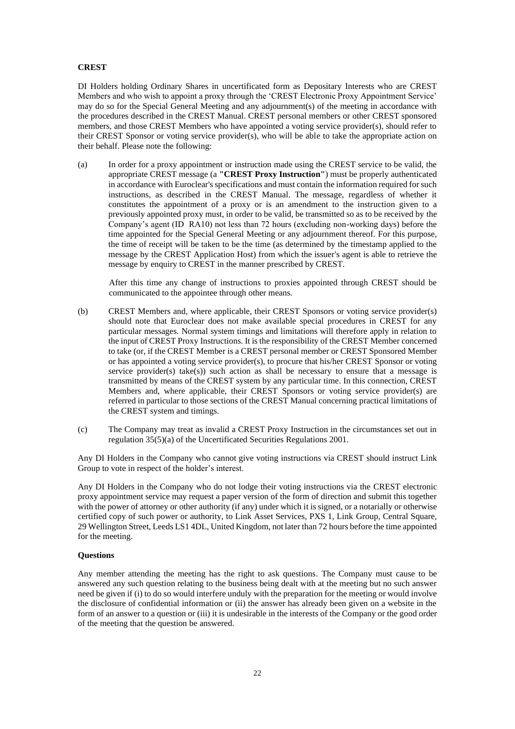**CREST**

DI Holders holding Ordinary Shares in uncertificated form as Depositary Interests who are CREST Members and who wish to appoint a proxy through the 'CREST Electronic Proxy Appointment Service' may do so for the Special General Meeting and any adjournment(s) of the meeting in accordance with the procedures described in the CREST Manual. CREST personal members or other CREST sponsored members, and those CREST Members who have appointed a voting service provider(s), should refer to their CREST Sponsor or voting service provider(s), who will be able to take the appropriate action on their behalf. Please note the following:

(a) In order for a proxy appointment or instruction made using the CREST service to be valid, the appropriate CREST message (a **"CREST Proxy Instruction"**) must be properly authenticated in accordance with Euroclear's specifications and must contain the information required for such instructions, as described in the CREST Manual. The message, regardless of whether it constitutes the appointment of a proxy or is an amendment to the instruction given to a previously appointed proxy must, in order to be valid, be transmitted so as to be received by the Company's agent (ID RA10) not less than 72 hours (excluding non-working days) before the time appointed for the Special General Meeting or any adjournment thereof. For this purpose, the time of receipt will be taken to be the time (as determined by the timestamp applied to the message by the CREST Application Host) from which the issuer's agent is able to retrieve the message by enquiry to CREST in the manner prescribed by CREST.

After this time any change of instructions to proxies appointed through CREST should be communicated to the appointee through other means.

(b) CREST Members and, where applicable, their CREST Sponsors or voting service provider(s) should note that Euroclear does not make available special procedures in CREST for any particular messages. Normal system timings and limitations will therefore apply in relation to the input of CREST Proxy Instructions. It is the responsibility of the CREST Member concerned to take (or, if the CREST Member is a CREST personal member or CREST Sponsored Member or has appointed a voting service provider(s), to procure that his/her CREST Sponsor or voting service provider(s) take(s)) such action as shall be necessary to ensure that a message is transmitted by means of the CREST system by any particular time. In this connection, CREST Members and, where applicable, their CREST Sponsors or voting service provider(s) are referred in particular to those sections of the CREST Manual concerning practical limitations of the CREST system and timings.

(c) The Company may treat as invalid a CREST Proxy Instruction in the circumstances set out in regulation 35(5)(a) of the Uncertificated Securities Regulations 2001.

Any DI Holders in the Company who cannot give voting instructions via CREST should instruct Link Group to vote in respect of the holder's interest.

Any DI Holders in the Company who do not lodge their voting instructions via the CREST electronic proxy appointment service may request a paper version of the form of direction and submit this together with the power of attorney or other authority (if any) under which it is signed, or a notarially or otherwise certified copy of such power or authority, to Link Asset Services, PXS 1, Link Group, Central Square, 29 Wellington Street, Leeds LS1 4DL, United Kingdom, not later than 72 hours before the time appointed for the meeting.

**Questions**

Any member attending the meeting has the right to ask questions. The Company must cause to be answered any such question relating to the business being dealt with at the meeting but no such answer need be given if (i) to do so would interfere unduly with the preparation for the meeting or would involve the disclosure of confidential information or (ii) the answer has already been given on a website in the form of an answer to a question or (iii) it is undesirable in the interests of the Company or the good order of the meeting that the question be answered.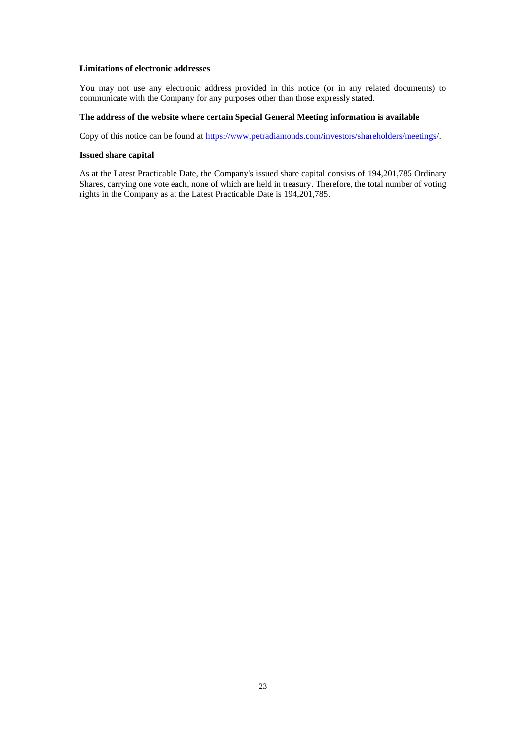**Limitations of electronic addresses**

You may not use any electronic address provided in this notice (or in any related documents) to communicate with the Company for any purposes other than those expressly stated.

**The address of the website where certain Special General Meeting information is available**

Copy of this notice can be found at https://www.petradiamonds.com/investors/shareholders/meetings/.

**Issued share capital**

As at the Latest Practicable Date, the Company's issued share capital consists of 194,201,785 Ordinary Shares, carrying one vote each, none of which are held in treasury. Therefore, the total number of voting rights in the Company as at the Latest Practicable Date is 194,201,785.